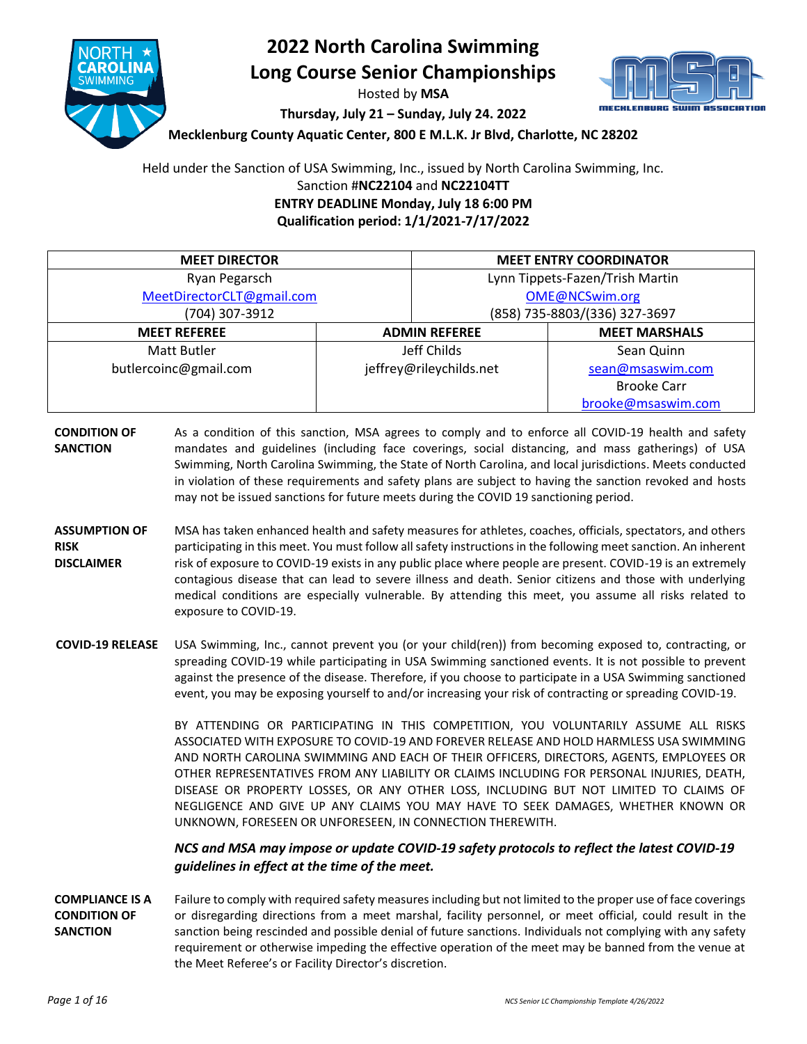# 2022 North Carolina Swimming Long Course Senior Championships

Hosted by **MSA**

**Thursday, July 21 – Sunday, July 24. 2022**

**Mecklenburg County Aquatic Center, 800 E M.L.K. Jr Blvd, Charlotte, NC 28202**

Held under the Sanction of USA Swimming, Inc., issued by North Carolina Swimming, Inc.
Sanction #**NC22104** and **NC22104TT**
**ENTRY DEADLINE Monday, July 18 6:00 PM**
**Qualification period: 1/1/2021-7/17/2022**

| MEET DIRECTOR | | MEET ENTRY COORDINATOR |
|---|---|---|
| Ryan Pegarsch | | Lynn Tippets-Fazen/Trish Martin |
| MeetDirectorCLT@gmail.com | | OME@NCSwim.org |
| (704) 307-3912 | | (858) 735-8803/(336) 327-3697 |
| **MEET REFEREE** | **ADMIN REFEREE** | **MEET MARSHALS** |
| Matt Butler | Jeff Childs | Sean Quinn |
| butlercoinc@gmail.com | jeffrey@rileychilds.net | sean@msaswim.com |
| | | Brooke Carr |
| | | brooke@msaswim.com |

**CONDITION OF SANCTION**
As a condition of this sanction, MSA agrees to comply and to enforce all COVID-19 health and safety mandates and guidelines (including face coverings, social distancing, and mass gatherings) of USA Swimming, North Carolina Swimming, the State of North Carolina, and local jurisdictions. Meets conducted in violation of these requirements and safety plans are subject to having the sanction revoked and hosts may not be issued sanctions for future meets during the COVID 19 sanctioning period.

**ASSUMPTION OF RISK DISCLAIMER**
MSA has taken enhanced health and safety measures for athletes, coaches, officials, spectators, and others participating in this meet. You must follow all safety instructions in the following meet sanction. An inherent risk of exposure to COVID-19 exists in any public place where people are present. COVID-19 is an extremely contagious disease that can lead to severe illness and death. Senior citizens and those with underlying medical conditions are especially vulnerable. By attending this meet, you assume all risks related to exposure to COVID-19.

**COVID-19 RELEASE**
USA Swimming, Inc., cannot prevent you (or your child(ren)) from becoming exposed to, contracting, or spreading COVID-19 while participating in USA Swimming sanctioned events. It is not possible to prevent against the presence of the disease. Therefore, if you choose to participate in a USA Swimming sanctioned event, you may be exposing yourself to and/or increasing your risk of contracting or spreading COVID-19.

BY ATTENDING OR PARTICIPATING IN THIS COMPETITION, YOU VOLUNTARILY ASSUME ALL RISKS ASSOCIATED WITH EXPOSURE TO COVID-19 AND FOREVER RELEASE AND HOLD HARMLESS USA SWIMMING AND NORTH CAROLINA SWIMMING AND EACH OF THEIR OFFICERS, DIRECTORS, AGENTS, EMPLOYEES OR OTHER REPRESENTATIVES FROM ANY LIABILITY OR CLAIMS INCLUDING FOR PERSONAL INJURIES, DEATH, DISEASE OR PROPERTY LOSSES, OR ANY OTHER LOSS, INCLUDING BUT NOT LIMITED TO CLAIMS OF NEGLIGENCE AND GIVE UP ANY CLAIMS YOU MAY HAVE TO SEEK DAMAGES, WHETHER KNOWN OR UNKNOWN, FORESEEN OR UNFORESEEN, IN CONNECTION THEREWITH.

***NCS and MSA may impose or update COVID-19 safety protocols to reflect the latest COVID-19 guidelines in effect at the time of the meet.***

**COMPLIANCE IS A CONDITION OF SANCTION**
Failure to comply with required safety measures including but not limited to the proper use of face coverings or disregarding directions from a meet marshal, facility personnel, or meet official, could result in the sanction being rescinded and possible denial of future sanctions. Individuals not complying with any safety requirement or otherwise impeding the effective operation of the meet may be banned from the venue at the Meet Referee's or Facility Director's discretion.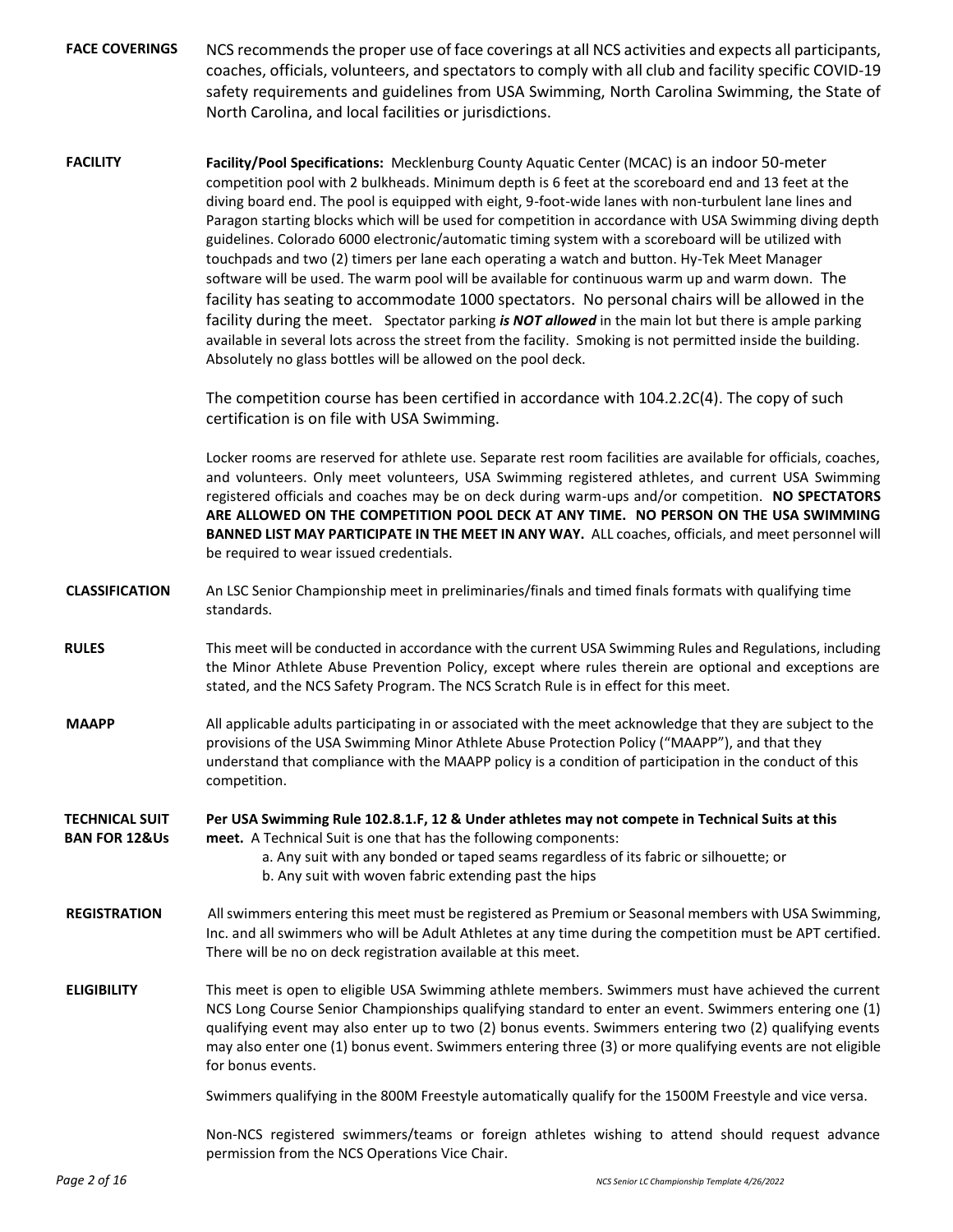**FACE COVERINGS**

NCS recommends the proper use of face coverings at all NCS activities and expects all participants, coaches, officials, volunteers, and spectators to comply with all club and facility specific COVID-19 safety requirements and guidelines from USA Swimming, North Carolina Swimming, the State of North Carolina, and local facilities or jurisdictions.

**FACILITY**

**Facility/Pool Specifications:** Mecklenburg County Aquatic Center (MCAC) is an indoor 50-meter competition pool with 2 bulkheads. Minimum depth is 6 feet at the scoreboard end and 13 feet at the diving board end. The pool is equipped with eight, 9-foot-wide lanes with non-turbulent lane lines and Paragon starting blocks which will be used for competition in accordance with USA Swimming diving depth guidelines. Colorado 6000 electronic/automatic timing system with a scoreboard will be utilized with touchpads and two (2) timers per lane each operating a watch and button. Hy-Tek Meet Manager software will be used. The warm pool will be available for continuous warm up and warm down. The facility has seating to accommodate 1000 spectators. No personal chairs will be allowed in the facility during the meet. Spectator parking ***is NOT allowed*** in the main lot but there is ample parking available in several lots across the street from the facility. Smoking is not permitted inside the building. Absolutely no glass bottles will be allowed on the pool deck.

The competition course has been certified in accordance with 104.2.2C(4). The copy of such certification is on file with USA Swimming.

Locker rooms are reserved for athlete use. Separate rest room facilities are available for officials, coaches, and volunteers. Only meet volunteers, USA Swimming registered athletes, and current USA Swimming registered officials and coaches may be on deck during warm-ups and/or competition. **NO SPECTATORS ARE ALLOWED ON THE COMPETITION POOL DECK AT ANY TIME. NO PERSON ON THE USA SWIMMING BANNED LIST MAY PARTICIPATE IN THE MEET IN ANY WAY.** ALL coaches, officials, and meet personnel will be required to wear issued credentials.

**CLASSIFICATION**

An LSC Senior Championship meet in preliminaries/finals and timed finals formats with qualifying time standards.

**RULES**

This meet will be conducted in accordance with the current USA Swimming Rules and Regulations, including the Minor Athlete Abuse Prevention Policy, except where rules therein are optional and exceptions are stated, and the NCS Safety Program. The NCS Scratch Rule is in effect for this meet.

**MAAPP**

All applicable adults participating in or associated with the meet acknowledge that they are subject to the provisions of the USA Swimming Minor Athlete Abuse Protection Policy ("MAAPP"), and that they understand that compliance with the MAAPP policy is a condition of participation in the conduct of this competition.

**TECHNICAL SUIT BAN FOR 12&Us**

**Per USA Swimming Rule 102.8.1.F, 12 & Under athletes may not compete in Technical Suits at this meet.** A Technical Suit is one that has the following components:

a. Any suit with any bonded or taped seams regardless of its fabric or silhouette; or
b. Any suit with woven fabric extending past the hips

**REGISTRATION**

All swimmers entering this meet must be registered as Premium or Seasonal members with USA Swimming, Inc. and all swimmers who will be Adult Athletes at any time during the competition must be APT certified. There will be no on deck registration available at this meet.

**ELIGIBILITY**

This meet is open to eligible USA Swimming athlete members. Swimmers must have achieved the current NCS Long Course Senior Championships qualifying standard to enter an event. Swimmers entering one (1) qualifying event may also enter up to two (2) bonus events. Swimmers entering two (2) qualifying events may also enter one (1) bonus event. Swimmers entering three (3) or more qualifying events are not eligible for bonus events.

Swimmers qualifying in the 800M Freestyle automatically qualify for the 1500M Freestyle and vice versa.

Non-NCS registered swimmers/teams or foreign athletes wishing to attend should request advance permission from the NCS Operations Vice Chair.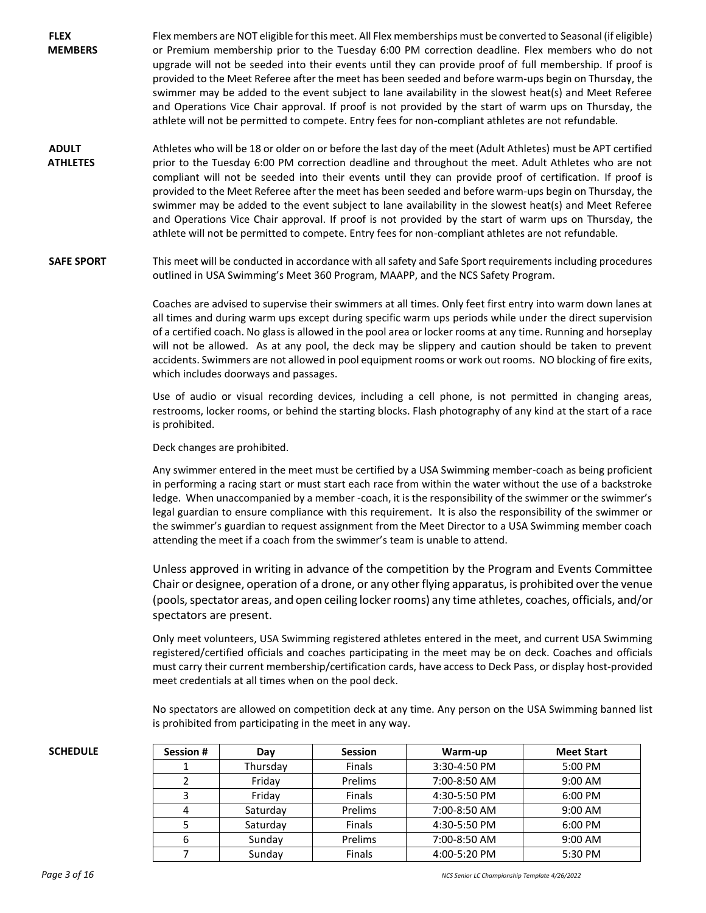**FLEX MEMBERS**

Flex members are NOT eligible for this meet. All Flex memberships must be converted to Seasonal (if eligible) or Premium membership prior to the Tuesday 6:00 PM correction deadline. Flex members who do not upgrade will not be seeded into their events until they can provide proof of full membership. If proof is provided to the Meet Referee after the meet has been seeded and before warm-ups begin on Thursday, the swimmer may be added to the event subject to lane availability in the slowest heat(s) and Meet Referee and Operations Vice Chair approval. If proof is not provided by the start of warm ups on Thursday, the athlete will not be permitted to compete. Entry fees for non-compliant athletes are not refundable.

**ADULT ATHLETES**

Athletes who will be 18 or older on or before the last day of the meet (Adult Athletes) must be APT certified prior to the Tuesday 6:00 PM correction deadline and throughout the meet. Adult Athletes who are not compliant will not be seeded into their events until they can provide proof of certification. If proof is provided to the Meet Referee after the meet has been seeded and before warm-ups begin on Thursday, the swimmer may be added to the event subject to lane availability in the slowest heat(s) and Meet Referee and Operations Vice Chair approval. If proof is not provided by the start of warm ups on Thursday, the athlete will not be permitted to compete. Entry fees for non-compliant athletes are not refundable.

**SAFE SPORT**

This meet will be conducted in accordance with all safety and Safe Sport requirements including procedures outlined in USA Swimming's Meet 360 Program, MAAPP, and the NCS Safety Program.

Coaches are advised to supervise their swimmers at all times. Only feet first entry into warm down lanes at all times and during warm ups except during specific warm ups periods while under the direct supervision of a certified coach. No glass is allowed in the pool area or locker rooms at any time. Running and horseplay will not be allowed. As at any pool, the deck may be slippery and caution should be taken to prevent accidents. Swimmers are not allowed in pool equipment rooms or work out rooms. NO blocking of fire exits, which includes doorways and passages.

Use of audio or visual recording devices, including a cell phone, is not permitted in changing areas, restrooms, locker rooms, or behind the starting blocks. Flash photography of any kind at the start of a race is prohibited.

Deck changes are prohibited.

Any swimmer entered in the meet must be certified by a USA Swimming member-coach as being proficient in performing a racing start or must start each race from within the water without the use of a backstroke ledge. When unaccompanied by a member -coach, it is the responsibility of the swimmer or the swimmer's legal guardian to ensure compliance with this requirement. It is also the responsibility of the swimmer or the swimmer's guardian to request assignment from the Meet Director to a USA Swimming member coach attending the meet if a coach from the swimmer's team is unable to attend.

Unless approved in writing in advance of the competition by the Program and Events Committee Chair or designee, operation of a drone, or any other flying apparatus, is prohibited over the venue (pools, spectator areas, and open ceiling locker rooms) any time athletes, coaches, officials, and/or spectators are present.

Only meet volunteers, USA Swimming registered athletes entered in the meet, and current USA Swimming registered/certified officials and coaches participating in the meet may be on deck. Coaches and officials must carry their current membership/certification cards, have access to Deck Pass, or display host-provided meet credentials at all times when on the pool deck.

No spectators are allowed on competition deck at any time. Any person on the USA Swimming banned list is prohibited from participating in the meet in any way.

**SCHEDULE**

| Session # | Day | Session | Warm-up | Meet Start |
|---|---|---|---|---|
| 1 | Thursday | Finals | 3:30-4:50 PM | 5:00 PM |
| 2 | Friday | Prelims | 7:00-8:50 AM | 9:00 AM |
| 3 | Friday | Finals | 4:30-5:50 PM | 6:00 PM |
| 4 | Saturday | Prelims | 7:00-8:50 AM | 9:00 AM |
| 5 | Saturday | Finals | 4:30-5:50 PM | 6:00 PM |
| 6 | Sunday | Prelims | 7:00-8:50 AM | 9:00 AM |
| 7 | Sunday | Finals | 4:00-5:20 PM | 5:30 PM |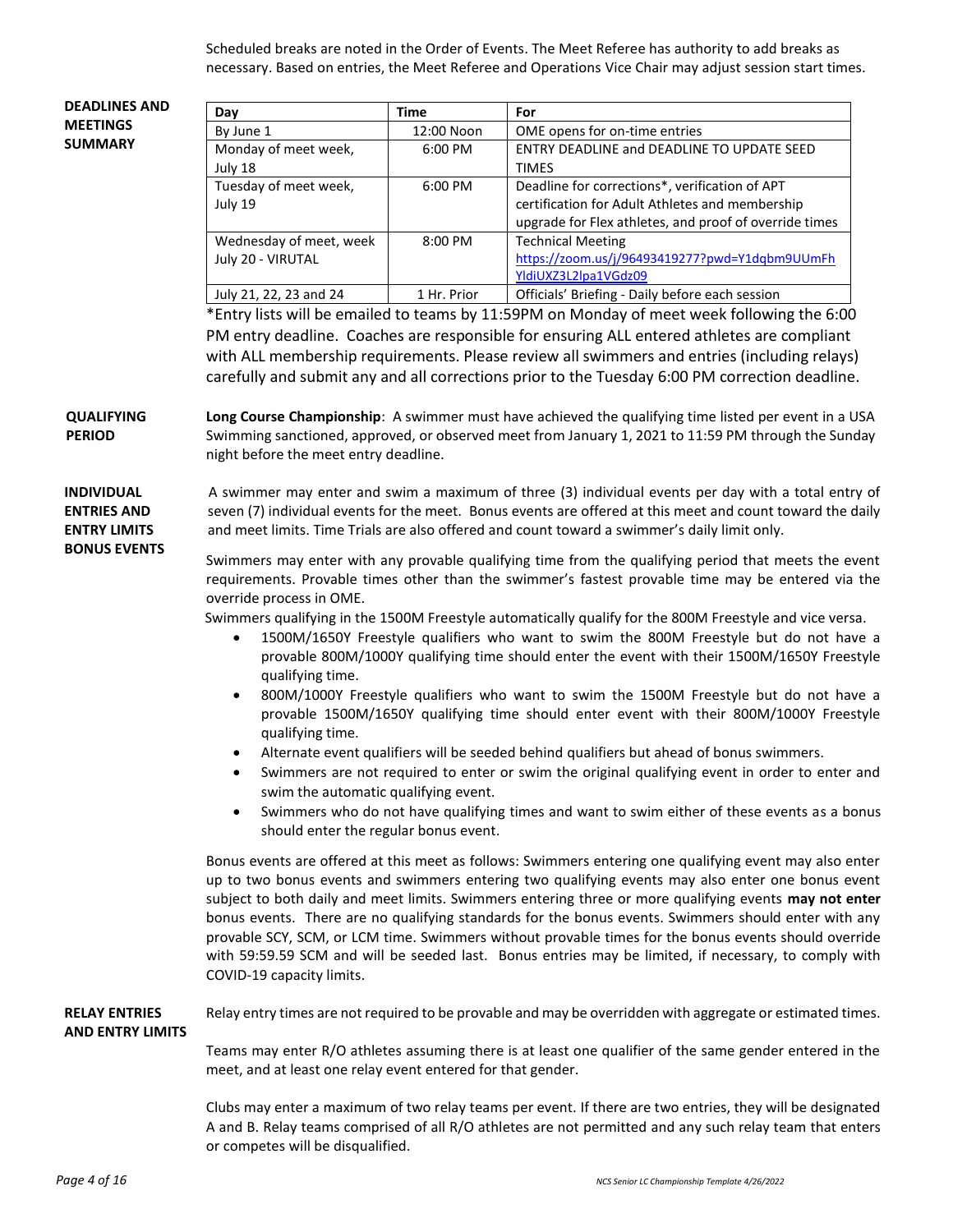Scheduled breaks are noted in the Order of Events. The Meet Referee has authority to add breaks as necessary. Based on entries, the Meet Referee and Operations Vice Chair may adjust session start times.

**DEADLINES AND MEETINGS SUMMARY**

| Day | Time | For |
|---|---|---|
| By June 1 | 12:00 Noon | OME opens for on-time entries |
| Monday of meet week, July 18 | 6:00 PM | ENTRY DEADLINE and DEADLINE TO UPDATE SEED TIMES |
| Tuesday of meet week, July 19 | 6:00 PM | Deadline for corrections*, verification of APT certification for Adult Athletes and membership upgrade for Flex athletes, and proof of override times |
| Wednesday of meet, week July 20 - VIRUTAL | 8:00 PM | Technical Meeting https://zoom.us/j/96493419277?pwd=Y1dqbm9UUmFhYldiUXZ3L2lpa1VGdz09 |
| July 21, 22, 23 and 24 | 1 Hr. Prior | Officials' Briefing - Daily before each session |

*Entry lists will be emailed to teams by 11:59PM on Monday of meet week following the 6:00 PM entry deadline. Coaches are responsible for ensuring ALL entered athletes are compliant with ALL membership requirements. Please review all swimmers and entries (including relays) carefully and submit any and all corrections prior to the Tuesday 6:00 PM correction deadline.

**QUALIFYING PERIOD**

**Long Course Championship**: A swimmer must have achieved the qualifying time listed per event in a USA Swimming sanctioned, approved, or observed meet from January 1, 2021 to 11:59 PM through the Sunday night before the meet entry deadline.

**INDIVIDUAL ENTRIES AND ENTRY LIMITS BONUS EVENTS**

A swimmer may enter and swim a maximum of three (3) individual events per day with a total entry of seven (7) individual events for the meet. Bonus events are offered at this meet and count toward the daily and meet limits. Time Trials are also offered and count toward a swimmer's daily limit only.

Swimmers may enter with any provable qualifying time from the qualifying period that meets the event requirements. Provable times other than the swimmer's fastest provable time may be entered via the override process in OME.

Swimmers qualifying in the 1500M Freestyle automatically qualify for the 800M Freestyle and vice versa.

- 1500M/1650Y Freestyle qualifiers who want to swim the 800M Freestyle but do not have a provable 800M/1000Y qualifying time should enter the event with their 1500M/1650Y Freestyle qualifying time.
- 800M/1000Y Freestyle qualifiers who want to swim the 1500M Freestyle but do not have a provable 1500M/1650Y qualifying time should enter event with their 800M/1000Y Freestyle qualifying time.
- Alternate event qualifiers will be seeded behind qualifiers but ahead of bonus swimmers.
- Swimmers are not required to enter or swim the original qualifying event in order to enter and swim the automatic qualifying event.
- Swimmers who do not have qualifying times and want to swim either of these events as a bonus should enter the regular bonus event.

Bonus events are offered at this meet as follows: Swimmers entering one qualifying event may also enter up to two bonus events and swimmers entering two qualifying events may also enter one bonus event subject to both daily and meet limits. Swimmers entering three or more qualifying events **may not enter** bonus events. There are no qualifying standards for the bonus events. Swimmers should enter with any provable SCY, SCM, or LCM time. Swimmers without provable times for the bonus events should override with 59:59.59 SCM and will be seeded last. Bonus entries may be limited, if necessary, to comply with COVID-19 capacity limits.

**RELAY ENTRIES AND ENTRY LIMITS**

Relay entry times are not required to be provable and may be overridden with aggregate or estimated times.

Teams may enter R/O athletes assuming there is at least one qualifier of the same gender entered in the meet, and at least one relay event entered for that gender.

Clubs may enter a maximum of two relay teams per event. If there are two entries, they will be designated A and B. Relay teams comprised of all R/O athletes are not permitted and any such relay team that enters or competes will be disqualified.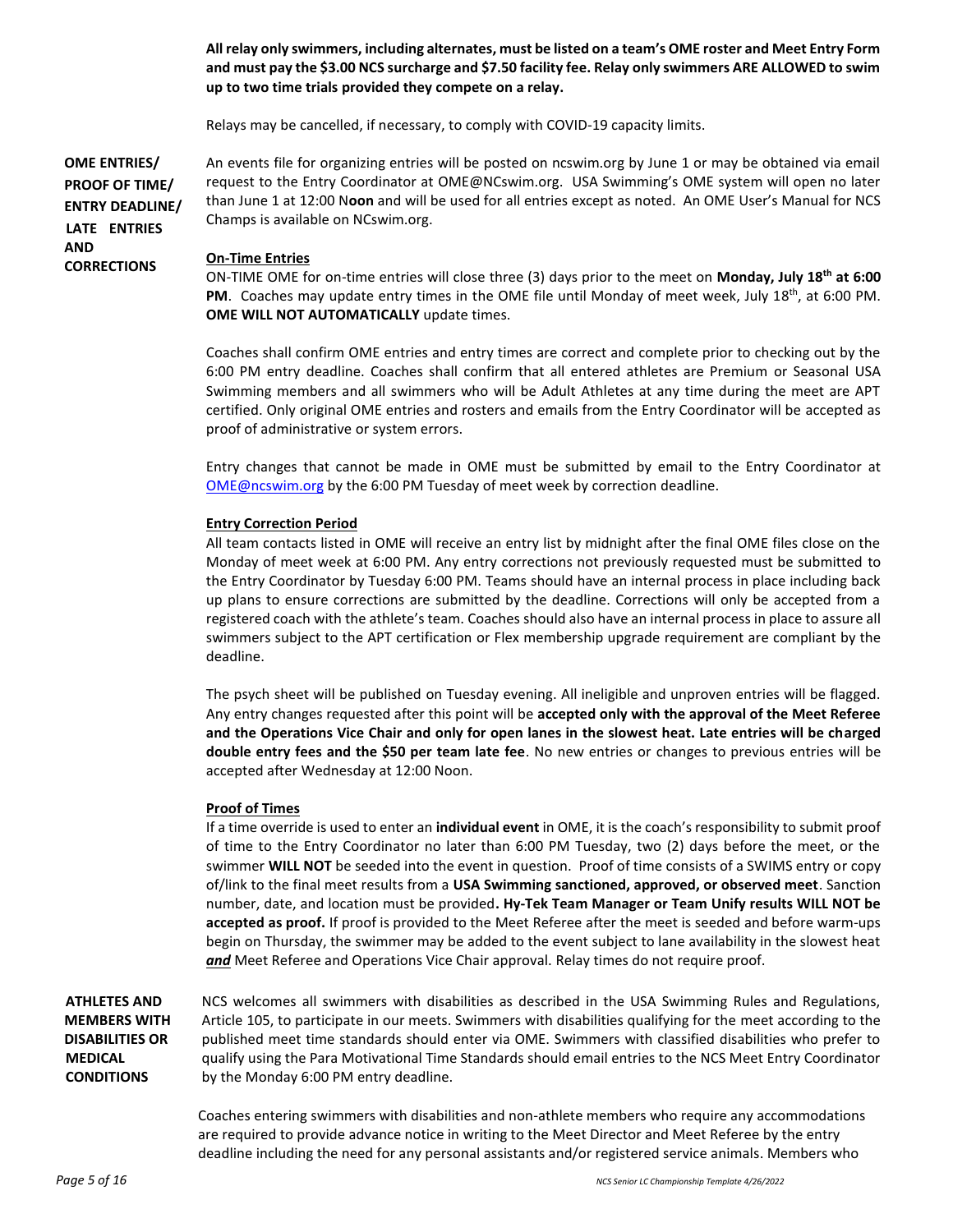**All relay only swimmers, including alternates, must be listed on a team's OME roster and Meet Entry Form and must pay the $3.00 NCS surcharge and $7.50 facility fee. Relay only swimmers ARE ALLOWED to swim up to two time trials provided they compete on a relay.**

Relays may be cancelled, if necessary, to comply with COVID-19 capacity limits.

**OME ENTRIES/ PROOF OF TIME/ ENTRY DEADLINE/ LATE ENTRIES AND CORRECTIONS**

An events file for organizing entries will be posted on ncswim.org by June 1 or may be obtained via email request to the Entry Coordinator at OME@NCswim.org. USA Swimming's OME system will open no later than June 1 at 12:00 N**oon** and will be used for all entries except as noted. An OME User's Manual for NCS Champs is available on NCswim.org.

**On-Time Entries**

ON-TIME OME for on-time entries will close three (3) days prior to the meet on **Monday, July 18th at 6:00 PM**. Coaches may update entry times in the OME file until Monday of meet week, July 18th, at 6:00 PM. **OME WILL NOT AUTOMATICALLY** update times.

Coaches shall confirm OME entries and entry times are correct and complete prior to checking out by the 6:00 PM entry deadline. Coaches shall confirm that all entered athletes are Premium or Seasonal USA Swimming members and all swimmers who will be Adult Athletes at any time during the meet are APT certified. Only original OME entries and rosters and emails from the Entry Coordinator will be accepted as proof of administrative or system errors.

Entry changes that cannot be made in OME must be submitted by email to the Entry Coordinator at OME@ncswim.org by the 6:00 PM Tuesday of meet week by correction deadline.

**Entry Correction Period**

All team contacts listed in OME will receive an entry list by midnight after the final OME files close on the Monday of meet week at 6:00 PM. Any entry corrections not previously requested must be submitted to the Entry Coordinator by Tuesday 6:00 PM. Teams should have an internal process in place including back up plans to ensure corrections are submitted by the deadline. Corrections will only be accepted from a registered coach with the athlete's team. Coaches should also have an internal process in place to assure all swimmers subject to the APT certification or Flex membership upgrade requirement are compliant by the deadline.

The psych sheet will be published on Tuesday evening. All ineligible and unproven entries will be flagged. Any entry changes requested after this point will be **accepted only with the approval of the Meet Referee and the Operations Vice Chair and only for open lanes in the slowest heat. Late entries will be charged double entry fees and the $50 per team late fee**. No new entries or changes to previous entries will be accepted after Wednesday at 12:00 Noon.

**Proof of Times**

If a time override is used to enter an **individual event** in OME, it is the coach's responsibility to submit proof of time to the Entry Coordinator no later than 6:00 PM Tuesday, two (2) days before the meet, or the swimmer **WILL NOT** be seeded into the event in question. Proof of time consists of a SWIMS entry or copy of/link to the final meet results from a **USA Swimming sanctioned, approved, or observed meet**. Sanction number, date, and location must be provided**. Hy-Tek Team Manager or Team Unify results WILL NOT be accepted as proof.** If proof is provided to the Meet Referee after the meet is seeded and before warm-ups begin on Thursday, the swimmer may be added to the event subject to lane availability in the slowest heat ***and*** Meet Referee and Operations Vice Chair approval. Relay times do not require proof.

**ATHLETES AND MEMBERS WITH DISABILITIES OR MEDICAL CONDITIONS**

NCS welcomes all swimmers with disabilities as described in the USA Swimming Rules and Regulations, Article 105, to participate in our meets. Swimmers with disabilities qualifying for the meet according to the published meet time standards should enter via OME. Swimmers with classified disabilities who prefer to qualify using the Para Motivational Time Standards should email entries to the NCS Meet Entry Coordinator by the Monday 6:00 PM entry deadline.

Coaches entering swimmers with disabilities and non-athlete members who require any accommodations are required to provide advance notice in writing to the Meet Director and Meet Referee by the entry deadline including the need for any personal assistants and/or registered service animals. Members who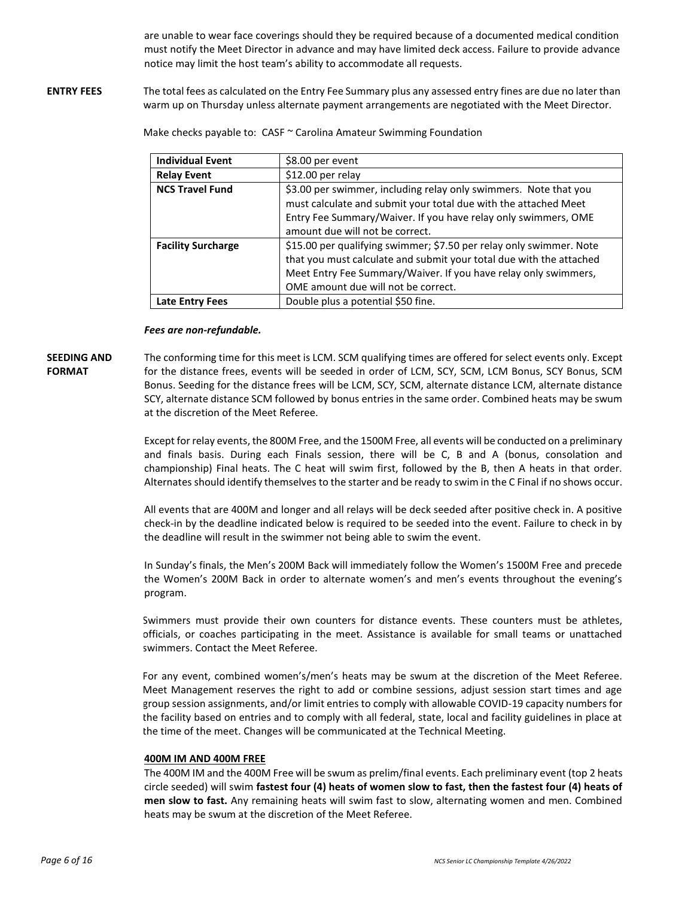are unable to wear face coverings should they be required because of a documented medical condition must notify the Meet Director in advance and may have limited deck access. Failure to provide advance notice may limit the host team's ability to accommodate all requests.

**ENTRY FEES**

The total fees as calculated on the Entry Fee Summary plus any assessed entry fines are due no later than warm up on Thursday unless alternate payment arrangements are negotiated with the Meet Director.

Make checks payable to: CASF ~ Carolina Amateur Swimming Foundation

| **Individual Event** | $8.00 per event |
|---|---|
| **Relay Event** | $12.00 per relay |
| **NCS Travel Fund** | $3.00 per swimmer, including relay only swimmers. Note that you must calculate and submit your total due with the attached Meet Entry Fee Summary/Waiver. If you have relay only swimmers, OME amount due will not be correct. |
| **Facility Surcharge** | $15.00 per qualifying swimmer; $7.50 per relay only swimmer. Note that you must calculate and submit your total due with the attached Meet Entry Fee Summary/Waiver. If you have relay only swimmers, OME amount due will not be correct. |
| **Late Entry Fees** | Double plus a potential $50 fine. |

***Fees are non-refundable.***

**SEEDING AND FORMAT**

The conforming time for this meet is LCM. SCM qualifying times are offered for select events only. Except for the distance frees, events will be seeded in order of LCM, SCY, SCM, LCM Bonus, SCY Bonus, SCM Bonus. Seeding for the distance frees will be LCM, SCY, SCM, alternate distance LCM, alternate distance SCY, alternate distance SCM followed by bonus entries in the same order. Combined heats may be swum at the discretion of the Meet Referee.

Except for relay events, the 800M Free, and the 1500M Free, all events will be conducted on a preliminary and finals basis. During each Finals session, there will be C, B and A (bonus, consolation and championship) Final heats. The C heat will swim first, followed by the B, then A heats in that order. Alternates should identify themselves to the starter and be ready to swim in the C Final if no shows occur.

All events that are 400M and longer and all relays will be deck seeded after positive check in. A positive check-in by the deadline indicated below is required to be seeded into the event. Failure to check in by the deadline will result in the swimmer not being able to swim the event.

In Sunday's finals, the Men's 200M Back will immediately follow the Women's 1500M Free and precede the Women's 200M Back in order to alternate women's and men's events throughout the evening's program.

Swimmers must provide their own counters for distance events. These counters must be athletes, officials, or coaches participating in the meet. Assistance is available for small teams or unattached swimmers. Contact the Meet Referee.

For any event, combined women's/men's heats may be swum at the discretion of the Meet Referee. Meet Management reserves the right to add or combine sessions, adjust session start times and age group session assignments, and/or limit entries to comply with allowable COVID-19 capacity numbers for the facility based on entries and to comply with all federal, state, local and facility guidelines in place at the time of the meet. Changes will be communicated at the Technical Meeting.

**400M IM AND 400M FREE**

The 400M IM and the 400M Free will be swum as prelim/final events. Each preliminary event (top 2 heats circle seeded) will swim **fastest four (4) heats of women slow to fast, then the fastest four (4) heats of men slow to fast.** Any remaining heats will swim fast to slow, alternating women and men. Combined heats may be swum at the discretion of the Meet Referee.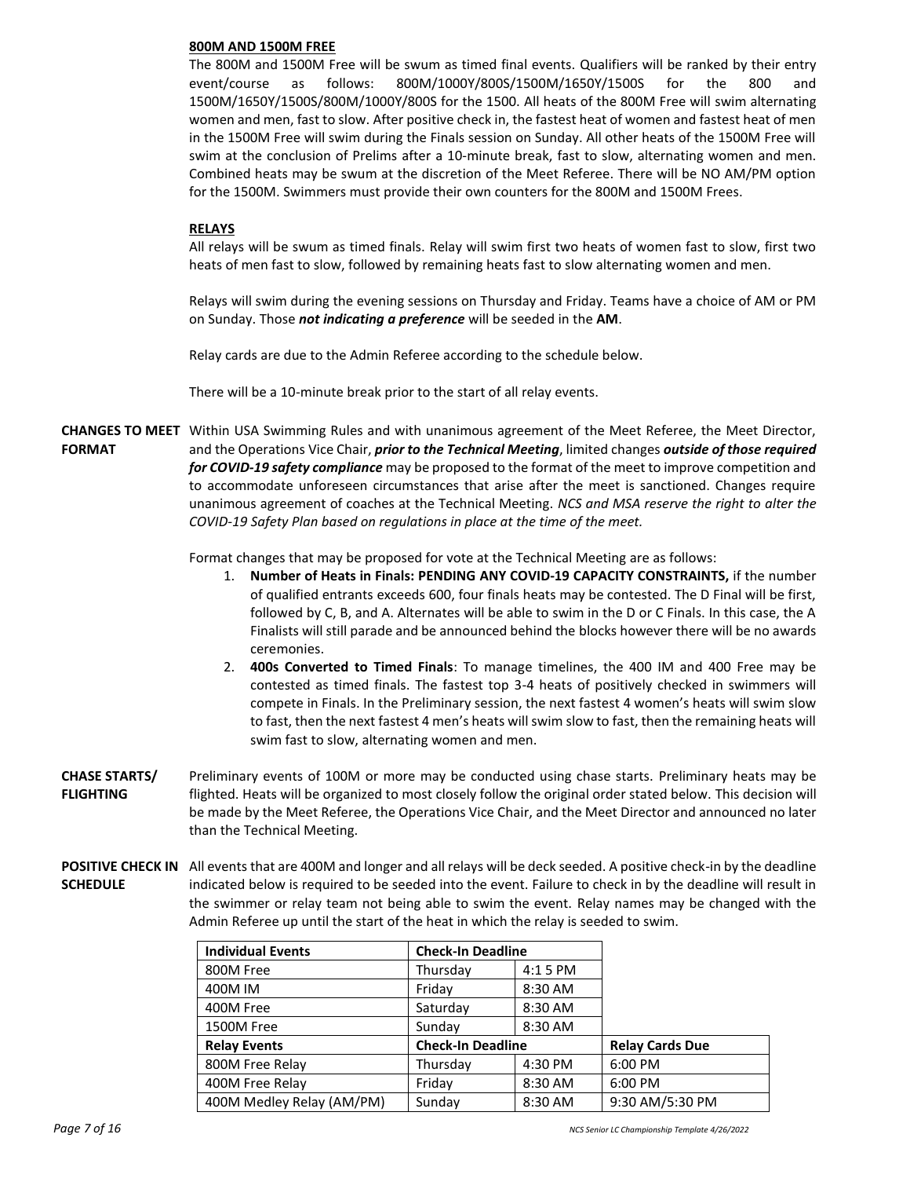**800M AND 1500M FREE**

The 800M and 1500M Free will be swum as timed final events. Qualifiers will be ranked by their entry event/course as follows: 800M/1000Y/800S/1500M/1650Y/1500S for the 800 and 1500M/1650Y/1500S/800M/1000Y/800S for the 1500. All heats of the 800M Free will swim alternating women and men, fast to slow. After positive check in, the fastest heat of women and fastest heat of men in the 1500M Free will swim during the Finals session on Sunday. All other heats of the 1500M Free will swim at the conclusion of Prelims after a 10-minute break, fast to slow, alternating women and men. Combined heats may be swum at the discretion of the Meet Referee. There will be NO AM/PM option for the 1500M. Swimmers must provide their own counters for the 800M and 1500M Frees.

**RELAYS**

All relays will be swum as timed finals. Relay will swim first two heats of women fast to slow, first two heats of men fast to slow, followed by remaining heats fast to slow alternating women and men.

Relays will swim during the evening sessions on Thursday and Friday. Teams have a choice of AM or PM on Sunday. Those ***not indicating a preference*** will be seeded in the **AM**.

Relay cards are due to the Admin Referee according to the schedule below.

There will be a 10-minute break prior to the start of all relay events.

**CHANGES TO MEET FORMAT**

Within USA Swimming Rules and with unanimous agreement of the Meet Referee, the Meet Director, and the Operations Vice Chair, ***prior to the Technical Meeting***, limited changes ***outside of those required for COVID-19 safety compliance*** may be proposed to the format of the meet to improve competition and to accommodate unforeseen circumstances that arise after the meet is sanctioned. Changes require unanimous agreement of coaches at the Technical Meeting. *NCS and MSA reserve the right to alter the COVID-19 Safety Plan based on regulations in place at the time of the meet.*

Format changes that may be proposed for vote at the Technical Meeting are as follows:

1. **Number of Heats in Finals: PENDING ANY COVID-19 CAPACITY CONSTRAINTS,** if the number of qualified entrants exceeds 600, four finals heats may be contested. The D Final will be first, followed by C, B, and A. Alternates will be able to swim in the D or C Finals. In this case, the A Finalists will still parade and be announced behind the blocks however there will be no awards ceremonies.
2. **400s Converted to Timed Finals**: To manage timelines, the 400 IM and 400 Free may be contested as timed finals. The fastest top 3-4 heats of positively checked in swimmers will compete in Finals. In the Preliminary session, the next fastest 4 women's heats will swim slow to fast, then the next fastest 4 men's heats will swim slow to fast, then the remaining heats will swim fast to slow, alternating women and men.

**CHASE STARTS/ FLIGHTING**

Preliminary events of 100M or more may be conducted using chase starts. Preliminary heats may be flighted. Heats will be organized to most closely follow the original order stated below. This decision will be made by the Meet Referee, the Operations Vice Chair, and the Meet Director and announced no later than the Technical Meeting.

**POSITIVE CHECK IN SCHEDULE**

All events that are 400M and longer and all relays will be deck seeded. A positive check-in by the deadline indicated below is required to be seeded into the event. Failure to check in by the deadline will result in the swimmer or relay team not being able to swim the event. Relay names may be changed with the Admin Referee up until the start of the heat in which the relay is seeded to swim.

| Individual Events | Check-In Deadline | | |
|---|---|---|---|
| 800M Free | Thursday | 4:1 5 PM | |
| 400M IM | Friday | 8:30 AM | |
| 400M Free | Saturday | 8:30 AM | |
| 1500M Free | Sunday | 8:30 AM | |
| **Relay Events** | **Check-In Deadline** | | **Relay Cards Due** |
| 800M Free Relay | Thursday | 4:30 PM | 6:00 PM |
| 400M Free Relay | Friday | 8:30 AM | 6:00 PM |
| 400M Medley Relay (AM/PM) | Sunday | 8:30 AM | 9:30 AM/5:30 PM |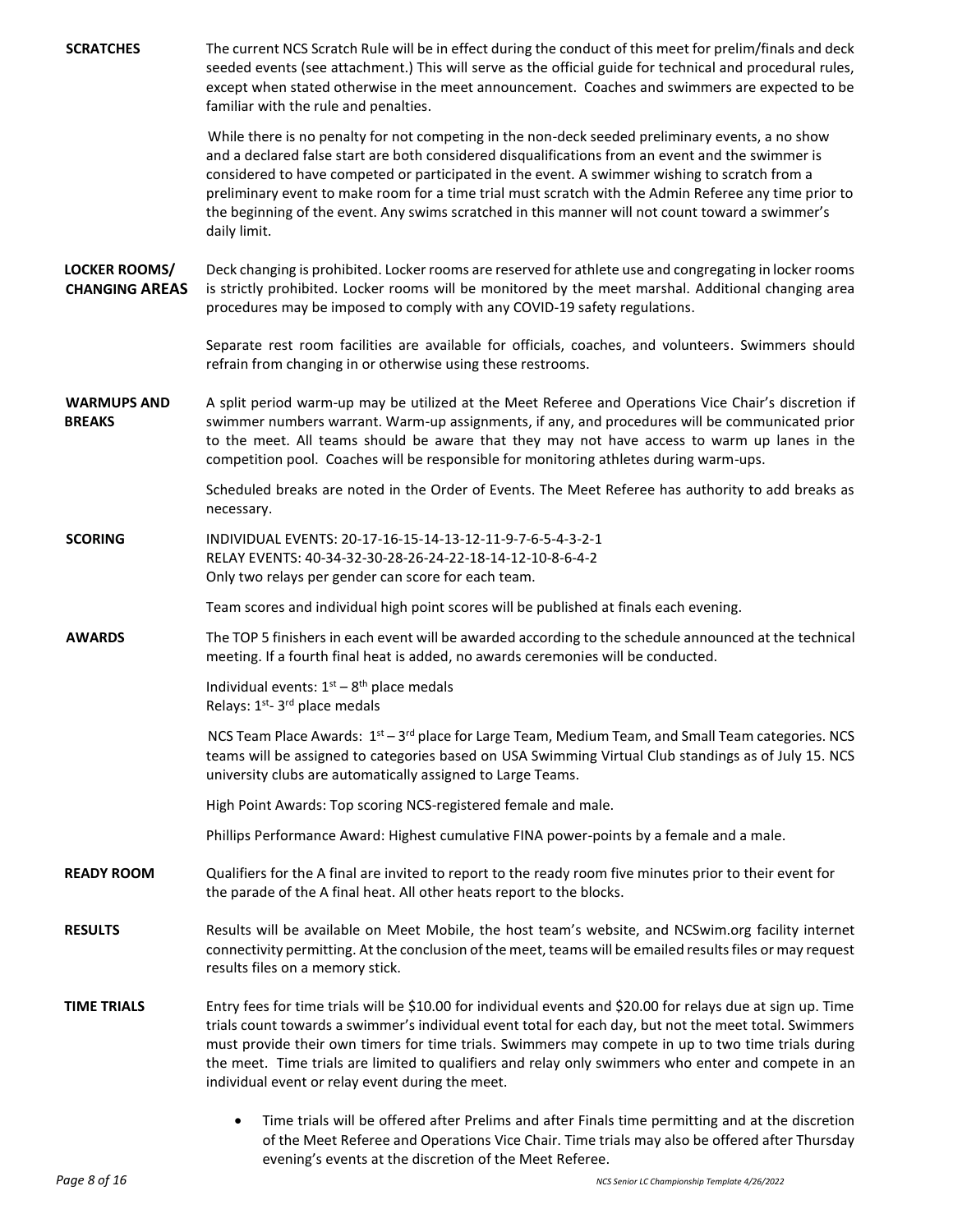**SCRATCHES**

The current NCS Scratch Rule will be in effect during the conduct of this meet for prelim/finals and deck seeded events (see attachment.) This will serve as the official guide for technical and procedural rules, except when stated otherwise in the meet announcement. Coaches and swimmers are expected to be familiar with the rule and penalties.

While there is no penalty for not competing in the non-deck seeded preliminary events, a no show and a declared false start are both considered disqualifications from an event and the swimmer is considered to have competed or participated in the event. A swimmer wishing to scratch from a preliminary event to make room for a time trial must scratch with the Admin Referee any time prior to the beginning of the event. Any swims scratched in this manner will not count toward a swimmer's daily limit.

**LOCKER ROOMS/ CHANGING AREAS**

Deck changing is prohibited. Locker rooms are reserved for athlete use and congregating in locker rooms is strictly prohibited. Locker rooms will be monitored by the meet marshal. Additional changing area procedures may be imposed to comply with any COVID-19 safety regulations.

Separate rest room facilities are available for officials, coaches, and volunteers. Swimmers should refrain from changing in or otherwise using these restrooms.

**WARMUPS AND BREAKS**

A split period warm-up may be utilized at the Meet Referee and Operations Vice Chair's discretion if swimmer numbers warrant. Warm-up assignments, if any, and procedures will be communicated prior to the meet. All teams should be aware that they may not have access to warm up lanes in the competition pool. Coaches will be responsible for monitoring athletes during warm-ups.

Scheduled breaks are noted in the Order of Events. The Meet Referee has authority to add breaks as necessary.

**SCORING**

INDIVIDUAL EVENTS: 20-17-16-15-14-13-12-11-9-7-6-5-4-3-2-1
RELAY EVENTS: 40-34-32-30-28-26-24-22-18-14-12-10-8-6-4-2
Only two relays per gender can score for each team.

Team scores and individual high point scores will be published at finals each evening.

**AWARDS**

The TOP 5 finishers in each event will be awarded according to the schedule announced at the technical meeting. If a fourth final heat is added, no awards ceremonies will be conducted.

Individual events: 1st – 8th place medals
Relays: 1st- 3rd place medals

NCS Team Place Awards: 1st – 3rd place for Large Team, Medium Team, and Small Team categories. NCS teams will be assigned to categories based on USA Swimming Virtual Club standings as of July 15. NCS university clubs are automatically assigned to Large Teams.

High Point Awards: Top scoring NCS-registered female and male.

Phillips Performance Award: Highest cumulative FINA power-points by a female and a male.

**READY ROOM**

Qualifiers for the A final are invited to report to the ready room five minutes prior to their event for the parade of the A final heat. All other heats report to the blocks.

**RESULTS**

Results will be available on Meet Mobile, the host team's website, and NCSwim.org facility internet connectivity permitting. At the conclusion of the meet, teams will be emailed results files or may request results files on a memory stick.

**TIME TRIALS**

Entry fees for time trials will be $10.00 for individual events and $20.00 for relays due at sign up. Time trials count towards a swimmer's individual event total for each day, but not the meet total. Swimmers must provide their own timers for time trials. Swimmers may compete in up to two time trials during the meet. Time trials are limited to qualifiers and relay only swimmers who enter and compete in an individual event or relay event during the meet.

- Time trials will be offered after Prelims and after Finals time permitting and at the discretion of the Meet Referee and Operations Vice Chair. Time trials may also be offered after Thursday evening's events at the discretion of the Meet Referee.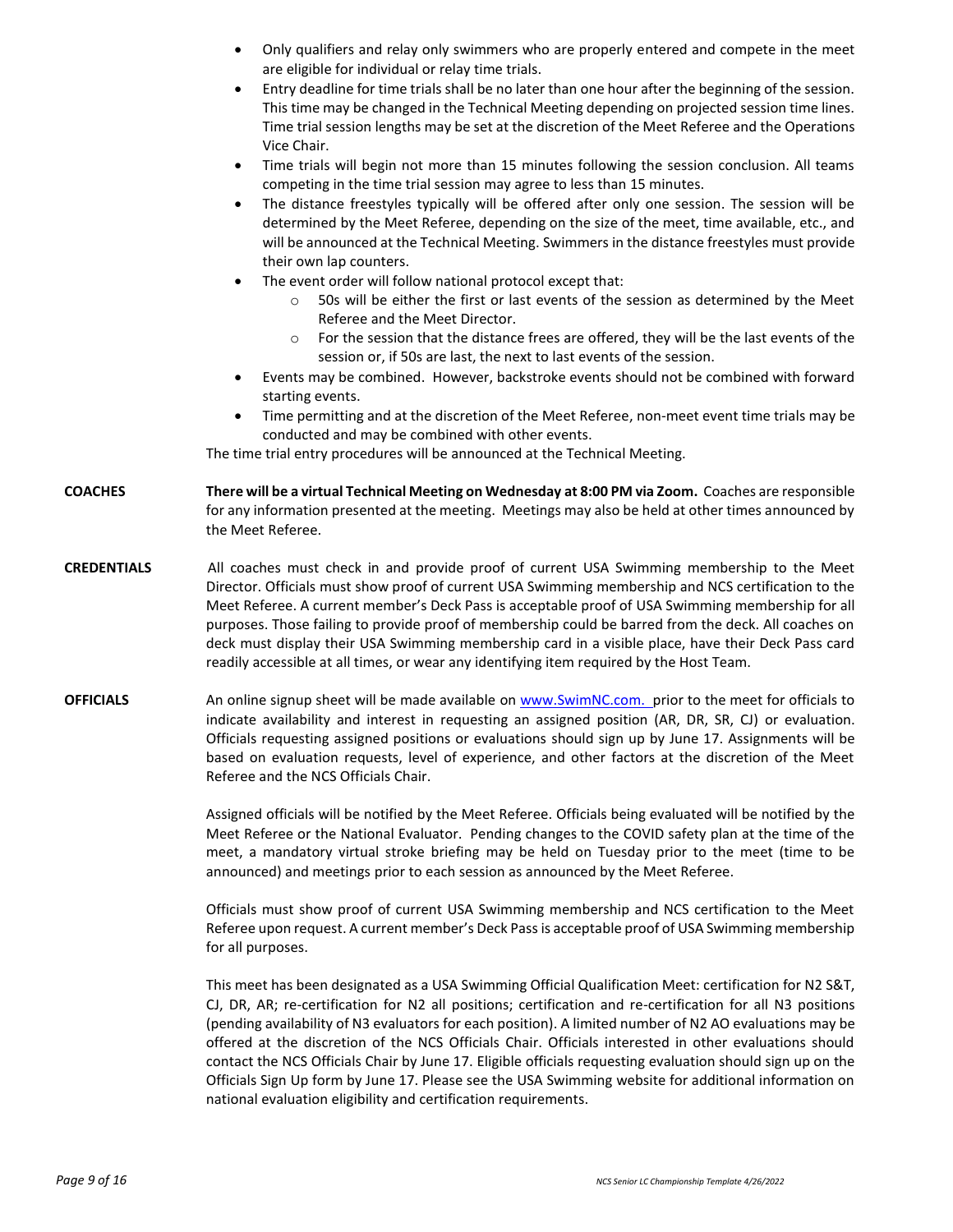- Only qualifiers and relay only swimmers who are properly entered and compete in the meet are eligible for individual or relay time trials.
- Entry deadline for time trials shall be no later than one hour after the beginning of the session. This time may be changed in the Technical Meeting depending on projected session time lines. Time trial session lengths may be set at the discretion of the Meet Referee and the Operations Vice Chair.
- Time trials will begin not more than 15 minutes following the session conclusion. All teams competing in the time trial session may agree to less than 15 minutes.
- The distance freestyles typically will be offered after only one session. The session will be determined by the Meet Referee, depending on the size of the meet, time available, etc., and will be announced at the Technical Meeting. Swimmers in the distance freestyles must provide their own lap counters.
- The event order will follow national protocol except that:
  - 50s will be either the first or last events of the session as determined by the Meet Referee and the Meet Director.
  - For the session that the distance frees are offered, they will be the last events of the session or, if 50s are last, the next to last events of the session.
- Events may be combined. However, backstroke events should not be combined with forward starting events.
- Time permitting and at the discretion of the Meet Referee, non-meet event time trials may be conducted and may be combined with other events.

The time trial entry procedures will be announced at the Technical Meeting.

**COACHES** **There will be a virtual Technical Meeting on Wednesday at 8:00 PM via Zoom.** Coaches are responsible for any information presented at the meeting. Meetings may also be held at other times announced by the Meet Referee.

**CREDENTIALS** All coaches must check in and provide proof of current USA Swimming membership to the Meet Director. Officials must show proof of current USA Swimming membership and NCS certification to the Meet Referee. A current member's Deck Pass is acceptable proof of USA Swimming membership for all purposes. Those failing to provide proof of membership could be barred from the deck. All coaches on deck must display their USA Swimming membership card in a visible place, have their Deck Pass card readily accessible at all times, or wear any identifying item required by the Host Team.

**OFFICIALS** An online signup sheet will be made available on www.SwimNC.com. prior to the meet for officials to indicate availability and interest in requesting an assigned position (AR, DR, SR, CJ) or evaluation. Officials requesting assigned positions or evaluations should sign up by June 17. Assignments will be based on evaluation requests, level of experience, and other factors at the discretion of the Meet Referee and the NCS Officials Chair.

Assigned officials will be notified by the Meet Referee. Officials being evaluated will be notified by the Meet Referee or the National Evaluator. Pending changes to the COVID safety plan at the time of the meet, a mandatory virtual stroke briefing may be held on Tuesday prior to the meet (time to be announced) and meetings prior to each session as announced by the Meet Referee.

Officials must show proof of current USA Swimming membership and NCS certification to the Meet Referee upon request. A current member's Deck Pass is acceptable proof of USA Swimming membership for all purposes.

This meet has been designated as a USA Swimming Official Qualification Meet: certification for N2 S&T, CJ, DR, AR; re-certification for N2 all positions; certification and re-certification for all N3 positions (pending availability of N3 evaluators for each position). A limited number of N2 AO evaluations may be offered at the discretion of the NCS Officials Chair. Officials interested in other evaluations should contact the NCS Officials Chair by June 17. Eligible officials requesting evaluation should sign up on the Officials Sign Up form by June 17. Please see the USA Swimming website for additional information on national evaluation eligibility and certification requirements.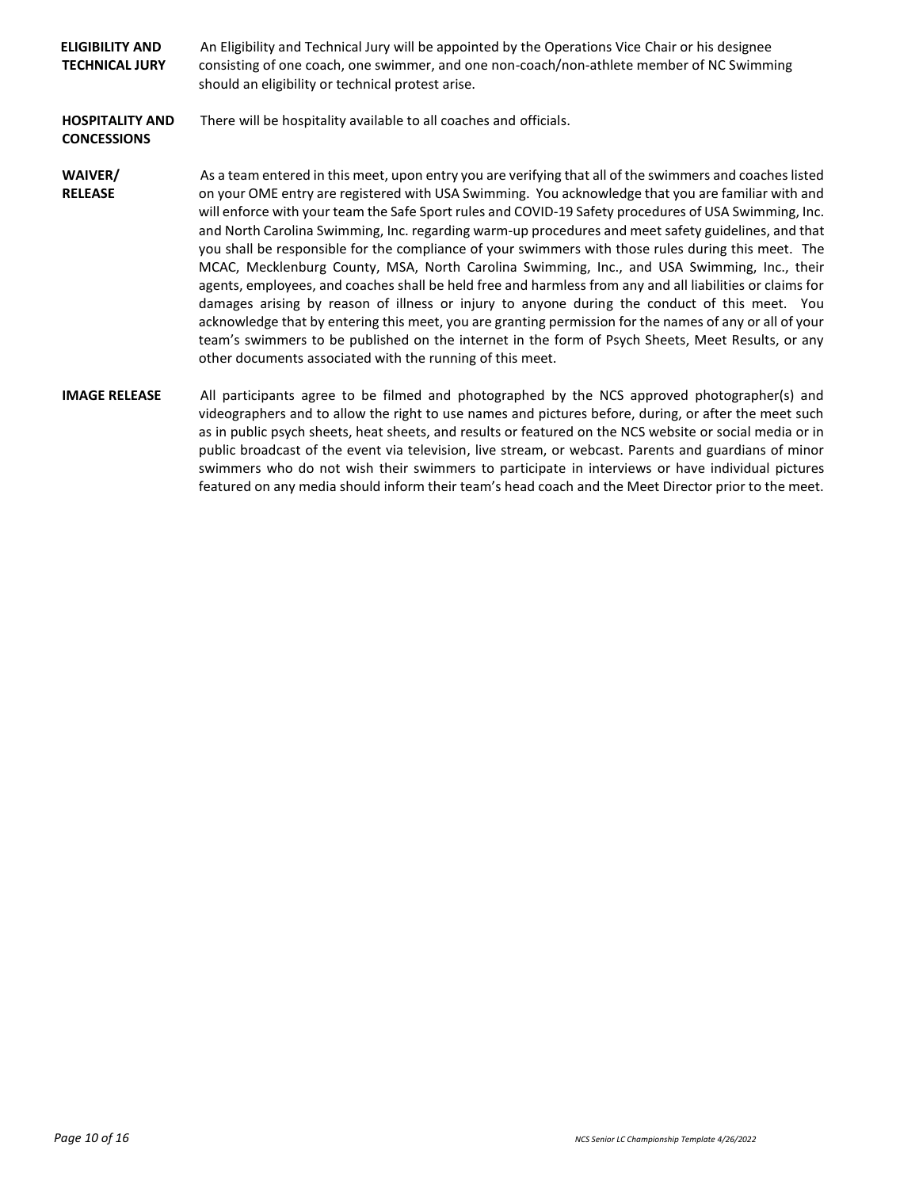**ELIGIBILITY AND TECHNICAL JURY**

An Eligibility and Technical Jury will be appointed by the Operations Vice Chair or his designee consisting of one coach, one swimmer, and one non-coach/non-athlete member of NC Swimming should an eligibility or technical protest arise.

**HOSPITALITY AND CONCESSIONS**

There will be hospitality available to all coaches and officials.

**WAIVER/ RELEASE**

As a team entered in this meet, upon entry you are verifying that all of the swimmers and coaches listed on your OME entry are registered with USA Swimming. You acknowledge that you are familiar with and will enforce with your team the Safe Sport rules and COVID-19 Safety procedures of USA Swimming, Inc. and North Carolina Swimming, Inc. regarding warm-up procedures and meet safety guidelines, and that you shall be responsible for the compliance of your swimmers with those rules during this meet. The MCAC, Mecklenburg County, MSA, North Carolina Swimming, Inc., and USA Swimming, Inc., their agents, employees, and coaches shall be held free and harmless from any and all liabilities or claims for damages arising by reason of illness or injury to anyone during the conduct of this meet. You acknowledge that by entering this meet, you are granting permission for the names of any or all of your team's swimmers to be published on the internet in the form of Psych Sheets, Meet Results, or any other documents associated with the running of this meet.

**IMAGE RELEASE**

All participants agree to be filmed and photographed by the NCS approved photographer(s) and videographers and to allow the right to use names and pictures before, during, or after the meet such as in public psych sheets, heat sheets, and results or featured on the NCS website or social media or in public broadcast of the event via television, live stream, or webcast. Parents and guardians of minor swimmers who do not wish their swimmers to participate in interviews or have individual pictures featured on any media should inform their team's head coach and the Meet Director prior to the meet.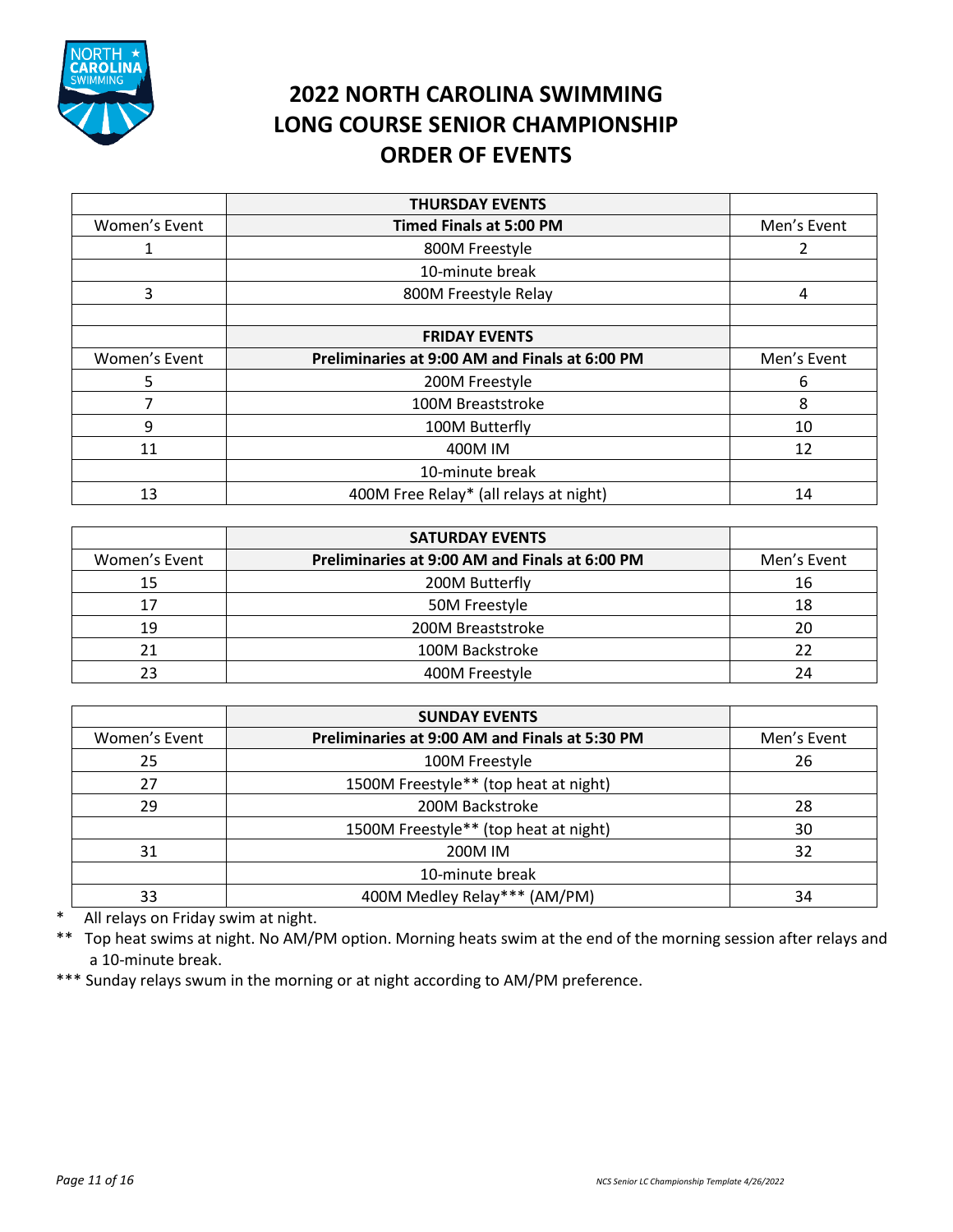# 2022 NORTH CAROLINA SWIMMING LONG COURSE SENIOR CHAMPIONSHIP ORDER OF EVENTS

| | **THURSDAY EVENTS** | |
|---|---|---|
| Women's Event | **Timed Finals at 5:00 PM** | Men's Event |
| 1 | 800M Freestyle | 2 |
| | 10-minute break | |
| 3 | 800M Freestyle Relay | 4 |
| | | |
| | **FRIDAY EVENTS** | |
| Women's Event | **Preliminaries at 9:00 AM and Finals at 6:00 PM** | Men's Event |
| 5 | 200M Freestyle | 6 |
| 7 | 100M Breaststroke | 8 |
| 9 | 100M Butterfly | 10 |
| 11 | 400M IM | 12 |
| | 10-minute break | |
| 13 | 400M Free Relay* (all relays at night) | 14 |

| | **SATURDAY EVENTS** | |
|---|---|---|
| Women's Event | **Preliminaries at 9:00 AM and Finals at 6:00 PM** | Men's Event |
| 15 | 200M Butterfly | 16 |
| 17 | 50M Freestyle | 18 |
| 19 | 200M Breaststroke | 20 |
| 21 | 100M Backstroke | 22 |
| 23 | 400M Freestyle | 24 |

| | **SUNDAY EVENTS** | |
|---|---|---|
| Women's Event | **Preliminaries at 9:00 AM and Finals at 5:30 PM** | Men's Event |
| 25 | 100M Freestyle | 26 |
| 27 | 1500M Freestyle** (top heat at night) | |
| 29 | 200M Backstroke | 28 |
| | 1500M Freestyle** (top heat at night) | 30 |
| 31 | 200M IM | 32 |
| | 10-minute break | |
| 33 | 400M Medley Relay*** (AM/PM) | 34 |

\* All relays on Friday swim at night.

** Top heat swims at night. No AM/PM option. Morning heats swim at the end of the morning session after relays and a 10-minute break.

*** Sunday relays swum in the morning or at night according to AM/PM preference.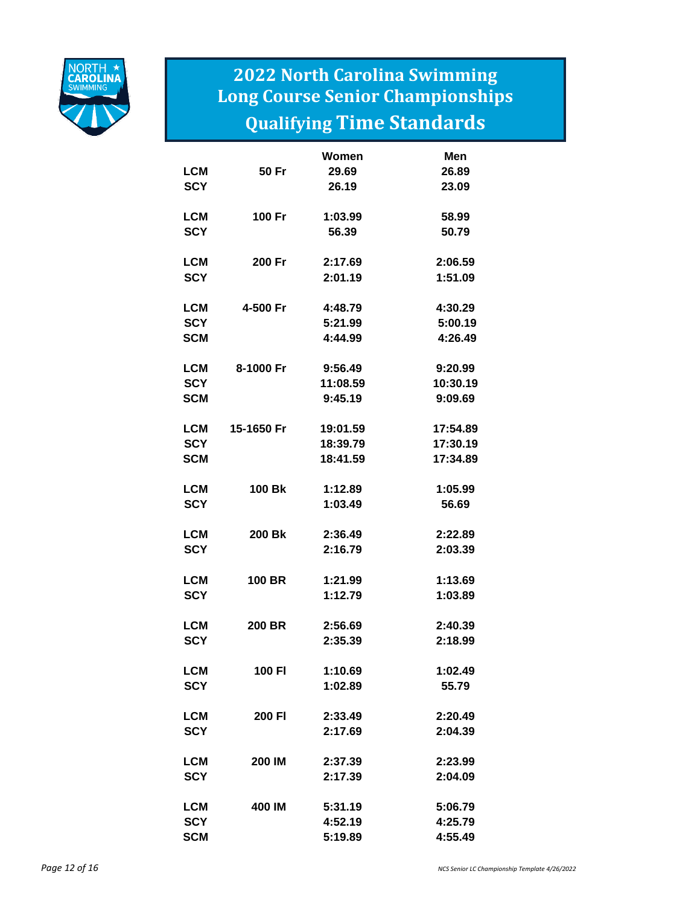# 2022 North Carolina Swimming Long Course Senior Championships Qualifying Time Standards

| | | Women | Men |
|---|---|---|---|
| LCM | 50 Fr | 29.69 | 26.89 |
| SCY | | 26.19 | 23.09 |
| LCM | 100 Fr | 1:03.99 | 58.99 |
| SCY | | 56.39 | 50.79 |
| LCM | 200 Fr | 2:17.69 | 2:06.59 |
| SCY | | 2:01.19 | 1:51.09 |
| LCM | 4-500 Fr | 4:48.79 | 4:30.29 |
| SCY | | 5:21.99 | 5:00.19 |
| SCM | | 4:44.99 | 4:26.49 |
| LCM | 8-1000 Fr | 9:56.49 | 9:20.99 |
| SCY | | 11:08.59 | 10:30.19 |
| SCM | | 9:45.19 | 9:09.69 |
| LCM | 15-1650 Fr | 19:01.59 | 17:54.89 |
| SCY | | 18:39.79 | 17:30.19 |
| SCM | | 18:41.59 | 17:34.89 |
| LCM | 100 Bk | 1:12.89 | 1:05.99 |
| SCY | | 1:03.49 | 56.69 |
| LCM | 200 Bk | 2:36.49 | 2:22.89 |
| SCY | | 2:16.79 | 2:03.39 |
| LCM | 100 BR | 1:21.99 | 1:13.69 |
| SCY | | 1:12.79 | 1:03.89 |
| LCM | 200 BR | 2:56.69 | 2:40.39 |
| SCY | | 2:35.39 | 2:18.99 |
| LCM | 100 Fl | 1:10.69 | 1:02.49 |
| SCY | | 1:02.89 | 55.79 |
| LCM | 200 Fl | 2:33.49 | 2:20.49 |
| SCY | | 2:17.69 | 2:04.39 |
| LCM | 200 IM | 2:37.39 | 2:23.99 |
| SCY | | 2:17.39 | 2:04.09 |
| LCM | 400 IM | 5:31.19 | 5:06.79 |
| SCY | | 4:52.19 | 4:25.79 |
| SCM | | 5:19.89 | 4:55.49 |

*NCS Senior LC Championship Template 4/26/2022*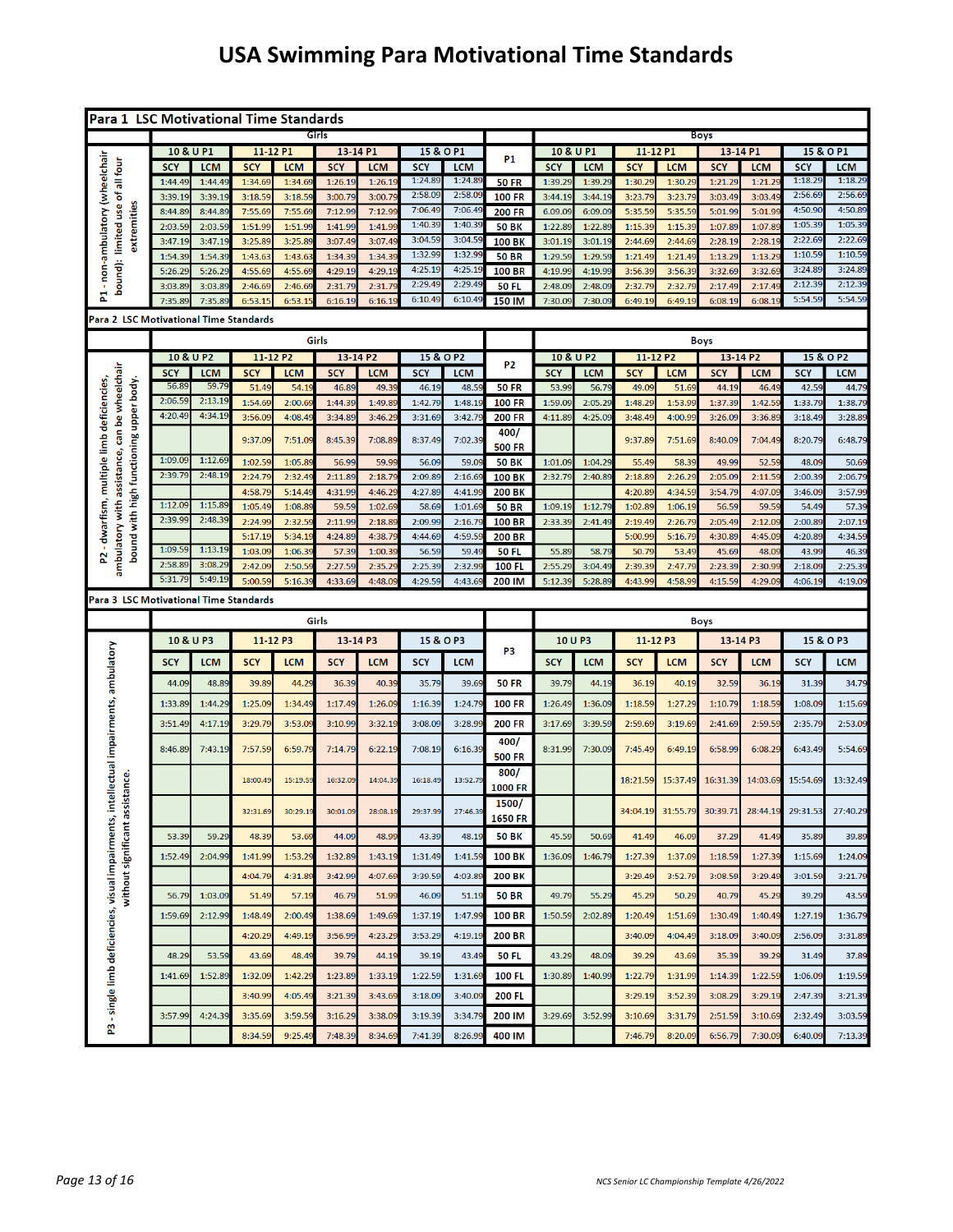# USA Swimming Para Motivational Time Standards

## Para 1 LSC Motivational Time Standards

P1 - non-ambulatory (wheelchair bound): limited use of all four extremities

| Girls 10 & U P1 SCY | Girls 10 & U P1 LCM | Girls 11-12 P1 SCY | Girls 11-12 P1 LCM | Girls 13-14 P1 SCY | Girls 13-14 P1 LCM | Girls 15 & O P1 SCY | Girls 15 & O P1 LCM | P1 | Boys 10 & U P1 SCY | Boys 10 & U P1 LCM | Boys 11-12 P1 SCY | Boys 11-12 P1 LCM | Boys 13-14 P1 SCY | Boys 13-14 P1 LCM | Boys 15 & O P1 SCY | Boys 15 & O P1 LCM |
|---|---|---|---|---|---|---|---|---|---|---|---|---|---|---|---|---|
| 1:44.49 | 1:44.49 | 1:34.69 | 1:34.69 | 1:26.19 | 1:26.19 | 1:24.89 | 1:24.89 | 50 FR | 1:39.29 | 1:39.29 | 1:30.29 | 1:30.29 | 1:21.29 | 1:21.29 | 1:18.29 | 1:18.29 |
| 3:39.19 | 3:39.19 | 3:18.59 | 3:18.59 | 3:00.79 | 3:00.79 | 2:58.09 | 2:58.09 | 100 FR | 3:44.19 | 3:44.19 | 3:23.79 | 3:23.79 | 3:03.49 | 3:03.49 | 2:56.69 | 2:56.69 |
| 8:44.89 | 8:44.89 | 7:55.69 | 7:55.69 | 7:12.99 | 7:12.99 | 7:06.49 | 7:06.49 | 200 FR | 6.09.09 | 6:09.09 | 5:35.59 | 5:35.59 | 5:01.99 | 5:01.99 | 4:50.90 | 4:50.89 |
| 2:03.59 | 2:03.59 | 1:51.99 | 1:51.99 | 1:41.99 | 1:41.99 | 1:40.39 | 1:40.39 | 50 BK | 1:22.89 | 1:22.89 | 1:15.39 | 1:15.39 | 1:07.89 | 1:07.89 | 1:05.39 | 1:05.39 |
| 3:47.19 | 3:47.19 | 3:25.89 | 3:25.89 | 3:07.49 | 3:07.49 | 3:04.59 | 3:04.59 | 100 BK | 3:01.19 | 3:01.19 | 2:44.69 | 2:44.69 | 2:28.19 | 2:28.19 | 2:22.69 | 2:22.69 |
| 1:54.39 | 1:54.39 | 1:43.63 | 1:43.63 | 1:34.39 | 1:34.39 | 1:32.99 | 1:32.99 | 50 BR | 1:29.59 | 1:29.59 | 1:21.49 | 1:21.49 | 1:13.29 | 1:13.29 | 1:10.59 | 1:10.59 |
| 5:26.29 | 5:26.29 | 4:55.69 | 4:55.69 | 4:29.19 | 4:29.19 | 4:25.19 | 4:25.19 | 100 BR | 4:19.99 | 4:19.99 | 3:56.39 | 3:56.39 | 3:32.69 | 3:32.69 | 3:24.89 | 3:24.89 |
| 3:03.89 | 3:03.89 | 2:46.69 | 2:46.69 | 2:31.79 | 2:31.79 | 2:29.49 | 2:29.49 | 50 FL | 2:48.09 | 2:48.09 | 2:32.79 | 2:32.79 | 2:17.49 | 2:17.49 | 2:12.39 | 2:12.39 |
| 7:35.89 | 7:35.89 | 6:53.15 | 6:53.15 | 6:16.19 | 6:16.19 | 6:10.49 | 6:10.49 | 150 IM | 7:30.09 | 7:30.09 | 6:49.19 | 6:49.19 | 6:08.19 | 6:08.19 | 5:54.59 | 5:54.59 |

## Para 2 LSC Motivational Time Standards

P2 - dwarfism, multiple limb deficiencies, ambulatory with assistance, can be wheelchair bound with high functioning upper body.

| Girls 10 & U P2 SCY | Girls 10 & U P2 LCM | Girls 11-12 P2 SCY | Girls 11-12 P2 LCM | Girls 13-14 P2 SCY | Girls 13-14 P2 LCM | Girls 15 & O P2 SCY | Girls 15 & O P2 LCM | P2 | Boys 10 & U P2 SCY | Boys 10 & U P2 LCM | Boys 11-12 P2 SCY | Boys 11-12 P2 LCM | Boys 13-14 P2 SCY | Boys 13-14 P2 LCM | Boys 15 & O P2 SCY | Boys 15 & O P2 LCM |
|---|---|---|---|---|---|---|---|---|---|---|---|---|---|---|---|---|
| 56.89 | 59.79 | 51.49 | 54.19 | 46.89 | 49.39 | 46.19 | 48.59 | 50 FR | 53.99 | 56.79 | 49.09 | 51.69 | 44.19 | 46.49 | 42.59 | 44.79 |
| 2:06.59 | 2:13.19 | 1:54.69 | 2:00.69 | 1:44.39 | 1:49.89 | 1:42.79 | 1:48.19 | 100 FR | 1:59.09 | 2:05.29 | 1:48.29 | 1:53.99 | 1:37.39 | 1:42.59 | 1:33.79 | 1:38.79 |
| 4:20.49 | 4:34.19 | 3:56.09 | 4:08.49 | 3:34.89 | 3:46.29 | 3:31.69 | 3:42.79 | 200 FR | 4:11.89 | 4:25.09 | 3:48.49 | 4:00.99 | 3:26.09 | 3:36.89 | 3:18.49 | 3:28.89 |
| | | 9:37.09 | 7:51.09 | 8:45.39 | 7:08.89 | 8:37.49 | 7:02.39 | 400/ 500 FR | | | 9:37.89 | 7:51.69 | 8:40.09 | 7:04.49 | 8:20.79 | 6:48.79 |
| 1:09.09 | 1:12.69 | 1:02.59 | 1:05.89 | 56.99 | 59.99 | 56.09 | 59.09 | 50 BK | 1:01.09 | 1:04.29 | 55.49 | 58.39 | 49.99 | 52.59 | 48.09 | 50.69 |
| 2:39.79 | 2:48.19 | 2:24.79 | 2:32.49 | 2:11.89 | 2:18.79 | 2:09.89 | 2:16.69 | 100 BK | 2:32.79 | 2:40.89 | 2:18.89 | 2:26.29 | 2:05.09 | 2:11.59 | 2:00.39 | 2:06.79 |
| | | 4:58.79 | 5:14.49 | 4:31.99 | 4:46.29 | 4:27.89 | 4:41.99 | 200 BK | | | 4:20.89 | 4:34.59 | 3:54.79 | 4:07.09 | 3:46.09 | 3:57.99 |
| 1:12.09 | 1:15.89 | 1:05.49 | 1:08.89 | 59.59 | 1:02.69 | 58.69 | 1:01.69 | 50 BR | 1:09.19 | 1:12.79 | 1:02.89 | 1:06.19 | 56.59 | 59.59 | 54.49 | 57.39 |
| 2:39.99 | 2:48.39 | 2:24.99 | 2:32.59 | 2:11.99 | 2:18.89 | 2:09.99 | 2:16.79 | 100 BR | 2:33.39 | 2:41.49 | 2:19.49 | 2:26.79 | 2:05.49 | 2:12.09 | 2:00.89 | 2:07.19 |
| | | 5:17.19 | 5:34.19 | 4:24.89 | 4:38.79 | 4:44.69 | 4:59.59 | 200 BR | | | 5:00.99 | 5:16.79 | 4:30.89 | 4:45.09 | 4:20.89 | 4:34.59 |
| 1:09.59 | 1:13.19 | 1:03.09 | 1:06.39 | 57.39 | 1:00.39 | 56.59 | 59.49 | 50 FL | 55.89 | 58.79 | 50.79 | 53.49 | 45.69 | 48.09 | 43.99 | 46.39 |
| 2:58.89 | 3:08.29 | 2:42.09 | 2:50.59 | 2:27.59 | 2:35.29 | 2:25.39 | 2:32.99 | 100 FL | 2:55.29 | 3:04.49 | 2:39.39 | 2:47.79 | 2:23.39 | 2:30.99 | 2:18.09 | 2:25.39 |
| 5:31.79 | 5:49.19 | 5:00.59 | 5:16.39 | 4:33.69 | 4:48.09 | 4:29.59 | 4:43.69 | 200 IM | 5:12.39 | 5:28.89 | 4:43.99 | 4:58.99 | 4:15.59 | 4:29.09 | 4:06.19 | 4:19.09 |

## Para 3 LSC Motivational Time Standards

P3 - single limb deficiencies, visual impairments, intellectual impairments, ambulatory without significant assistance.

| Girls 10 & U P3 SCY | Girls 10 & U P3 LCM | Girls 11-12 P3 SCY | Girls 11-12 P3 LCM | Girls 13-14 P3 SCY | Girls 13-14 P3 LCM | Girls 15 & O P3 SCY | Girls 15 & O P3 LCM | P3 | Boys 10 U P3 SCY | Boys 10 U P3 LCM | Boys 11-12 P3 SCY | Boys 11-12 P3 LCM | Boys 13-14 P3 SCY | Boys 13-14 P3 LCM | Boys 15 & O P3 SCY | Boys 15 & O P3 LCM |
|---|---|---|---|---|---|---|---|---|---|---|---|---|---|---|---|---|
| 44.09 | 48.89 | 39.89 | 44.29 | 36.39 | 40.39 | 35.79 | 39.69 | 50 FR | 39.79 | 44.19 | 36.19 | 40.19 | 32.59 | 36.19 | 31.39 | 34.79 |
| 1:33.89 | 1:44.29 | 1:25.09 | 1:34.49 | 1:17.49 | 1:26.09 | 1:16.39 | 1:24.79 | 100 FR | 1:26.49 | 1:36.09 | 1:18.59 | 1:27.29 | 1:10.79 | 1:18.59 | 1:08.09 | 1:15.69 |
| 3:51.49 | 4:17.19 | 3:29.79 | 3:53.09 | 3:10.99 | 3:32.19 | 3:08.09 | 3:28.99 | 200 FR | 3:17.69 | 3:39.59 | 2:59.69 | 3:19.69 | 2:41.69 | 2:59.59 | 2:35.79 | 2:53.09 |
| 8:46.89 | 7:43.19 | 7:57.59 | 6:59.79 | 7:14.79 | 6:22.19 | 7:08.19 | 6:16.39 | 400/ 500 FR | 8:31.99 | 7:30.09 | 7:45.49 | 6:49.19 | 6:58.99 | 6:08.29 | 6:43.49 | 5:54.69 |
| | | 18:00.49 | 15:19.59 | 16:32.09 | 14:04.35 | 16:18.49 | 13:52.79 | 800/ 1000 FR | | | 18:21.59 | 15:37.49 | 16:31.39 | 14:03.69 | 15:54.69 | 13:32.49 |
| | | 32:31.69 | 30:29.19 | 30:01.09 | 28:08.19 | 29:37.99 | 27:46.39 | 1500/ 1650 FR | | | 34:04.19 | 31:55.79 | 30:39.71 | 28:44.19 | 29:31.53 | 27:40.29 |
| 53.39 | 59.29 | 48.39 | 53.69 | 44.09 | 48.99 | 43.39 | 48.19 | 50 BK | 45.59 | 50.69 | 41.49 | 46.09 | 37.29 | 41.49 | 35.89 | 39.89 |
| 1:52.49 | 2:04.99 | 1:41.99 | 1:53.29 | 1:32.89 | 1:43.19 | 1:31.49 | 1:41.59 | 100 BK | 1:36.09 | 1:46.79 | 1:27.39 | 1:37.09 | 1:18.59 | 1:27.39 | 1:15.69 | 1:24.09 |
| | | 4:04.79 | 4:31.89 | 3:42.99 | 4:07.69 | 3:39.59 | 4:03.89 | 200 BK | | | 3:29.49 | 3:52.79 | 3:08.59 | 3:29.49 | 3:01.59 | 3:21.79 |
| 56.79 | 1:03.09 | 51.49 | 57.19 | 46.79 | 51.99 | 46.09 | 51.19 | 50 BR | 49.79 | 55.29 | 45.29 | 50.29 | 40.79 | 45.29 | 39.29 | 43.59 |
| 1:59.69 | 2:12.99 | 1:48.49 | 2:00.49 | 1:38.69 | 1:49.69 | 1:37.19 | 1:47.99 | 100 BR | 1:50.59 | 2:02.89 | 1:20.49 | 1:51.69 | 1:30.49 | 1:40.49 | 1:27.19 | 1:36.79 |
| | | 4:20.29 | 4:49.19 | 3:56.99 | 4:23.29 | 3:53.29 | 4:19.19 | 200 BR | | | 3:40.09 | 4:04.49 | 3:18.09 | 3:40.09 | 2:56.09 | 3:31.89 |
| 48.29 | 53.59 | 43.69 | 48.49 | 39.79 | 44.19 | 39.19 | 43.49 | 50 FL | 43.29 | 48.09 | 39.29 | 43.69 | 35.39 | 39.29 | 31.49 | 37.89 |
| 1:41.69 | 1:52.89 | 1:32.09 | 1:42.29 | 1:23.89 | 1:33.19 | 1:22.59 | 1:31.69 | 100 FL | 1:30.89 | 1:40.99 | 1:22.79 | 1:31.99 | 1:14.39 | 1:22.59 | 1:06.09 | 1:19.59 |
| | | 3:40.99 | 4:05.49 | 3:21.39 | 3:43.69 | 3:18.09 | 3:40.09 | 200 FL | | | 3:29.19 | 3:52.39 | 3:08.29 | 3:29.19 | 2:47.39 | 3:21.39 |
| 3:57.99 | 4:24.39 | 3:35.69 | 3:59.59 | 3:16.29 | 3:38.09 | 3:19.39 | 3:34.79 | 200 IM | 3:29.69 | 3:52.99 | 3:10.69 | 3:31.79 | 2:51.59 | 3:10.69 | 2:32.49 | 3:03.59 |
| | | 8:34.59 | 9:25.49 | 7:48.39 | 8:34.69 | 7:41.39 | 8:26.99 | 400 IM | | | 7:46.79 | 8:20.09 | 6:56.79 | 7:30.09 | 6:40.09 | 7:13.39 |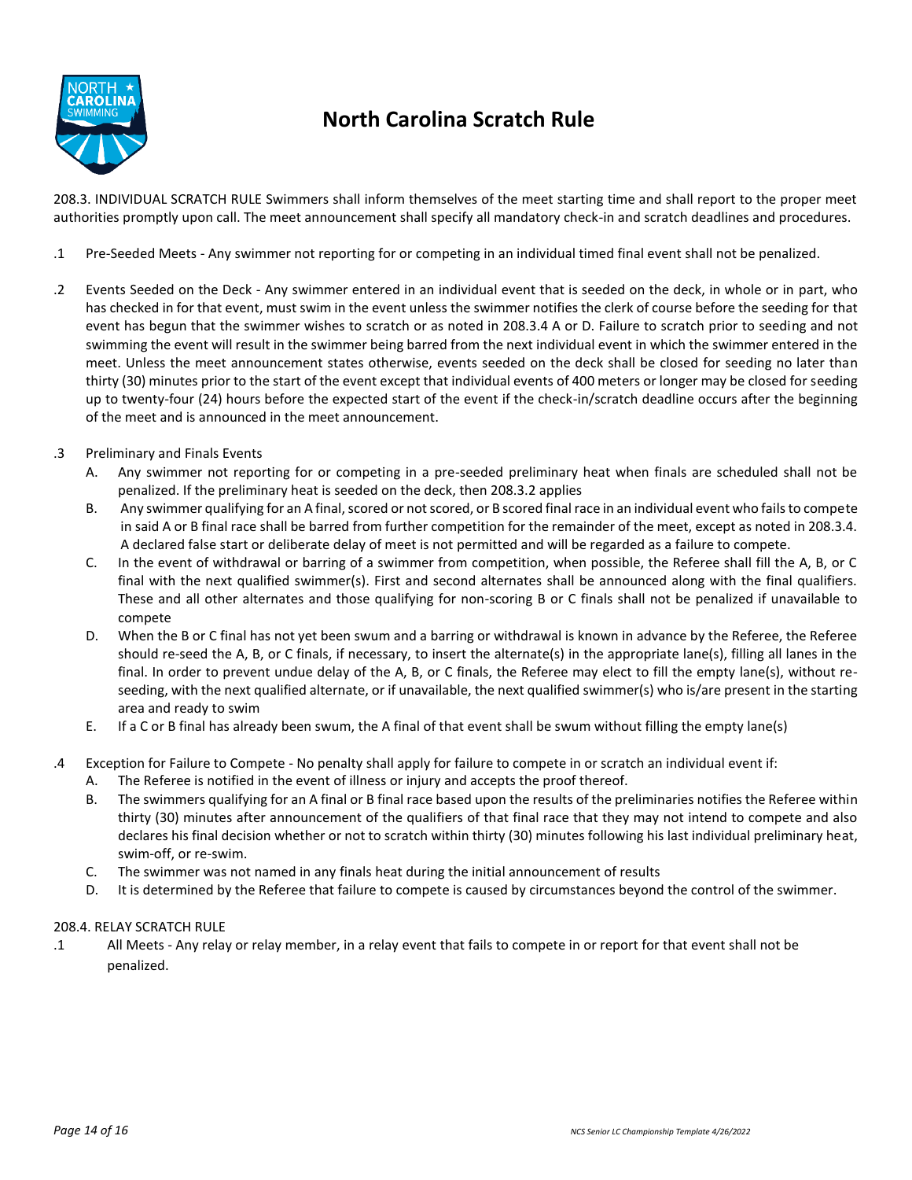# North Carolina Scratch Rule

208.3. INDIVIDUAL SCRATCH RULE Swimmers shall inform themselves of the meet starting time and shall report to the proper meet authorities promptly upon call. The meet announcement shall specify all mandatory check-in and scratch deadlines and procedures.

.1 Pre-Seeded Meets - Any swimmer not reporting for or competing in an individual timed final event shall not be penalized.

.2 Events Seeded on the Deck - Any swimmer entered in an individual event that is seeded on the deck, in whole or in part, who has checked in for that event, must swim in the event unless the swimmer notifies the clerk of course before the seeding for that event has begun that the swimmer wishes to scratch or as noted in 208.3.4 A or D. Failure to scratch prior to seeding and not swimming the event will result in the swimmer being barred from the next individual event in which the swimmer entered in the meet. Unless the meet announcement states otherwise, events seeded on the deck shall be closed for seeding no later than thirty (30) minutes prior to the start of the event except that individual events of 400 meters or longer may be closed for seeding up to twenty-four (24) hours before the expected start of the event if the check-in/scratch deadline occurs after the beginning of the meet and is announced in the meet announcement.

.3 Preliminary and Finals Events

A. Any swimmer not reporting for or competing in a pre-seeded preliminary heat when finals are scheduled shall not be penalized. If the preliminary heat is seeded on the deck, then 208.3.2 applies

B. Any swimmer qualifying for an A final, scored or not scored, or B scored final race in an individual event who fails to compete in said A or B final race shall be barred from further competition for the remainder of the meet, except as noted in 208.3.4. A declared false start or deliberate delay of meet is not permitted and will be regarded as a failure to compete.

C. In the event of withdrawal or barring of a swimmer from competition, when possible, the Referee shall fill the A, B, or C final with the next qualified swimmer(s). First and second alternates shall be announced along with the final qualifiers. These and all other alternates and those qualifying for non-scoring B or C finals shall not be penalized if unavailable to compete

D. When the B or C final has not yet been swum and a barring or withdrawal is known in advance by the Referee, the Referee should re-seed the A, B, or C finals, if necessary, to insert the alternate(s) in the appropriate lane(s), filling all lanes in the final. In order to prevent undue delay of the A, B, or C finals, the Referee may elect to fill the empty lane(s), without re-seeding, with the next qualified alternate, or if unavailable, the next qualified swimmer(s) who is/are present in the starting area and ready to swim

E. If a C or B final has already been swum, the A final of that event shall be swum without filling the empty lane(s)

.4 Exception for Failure to Compete - No penalty shall apply for failure to compete in or scratch an individual event if:

A. The Referee is notified in the event of illness or injury and accepts the proof thereof.

B. The swimmers qualifying for an A final or B final race based upon the results of the preliminaries notifies the Referee within thirty (30) minutes after announcement of the qualifiers of that final race that they may not intend to compete and also declares his final decision whether or not to scratch within thirty (30) minutes following his last individual preliminary heat, swim-off, or re-swim.

C. The swimmer was not named in any finals heat during the initial announcement of results

D. It is determined by the Referee that failure to compete is caused by circumstances beyond the control of the swimmer.

208.4. RELAY SCRATCH RULE

.1 All Meets - Any relay or relay member, in a relay event that fails to compete in or report for that event shall not be penalized.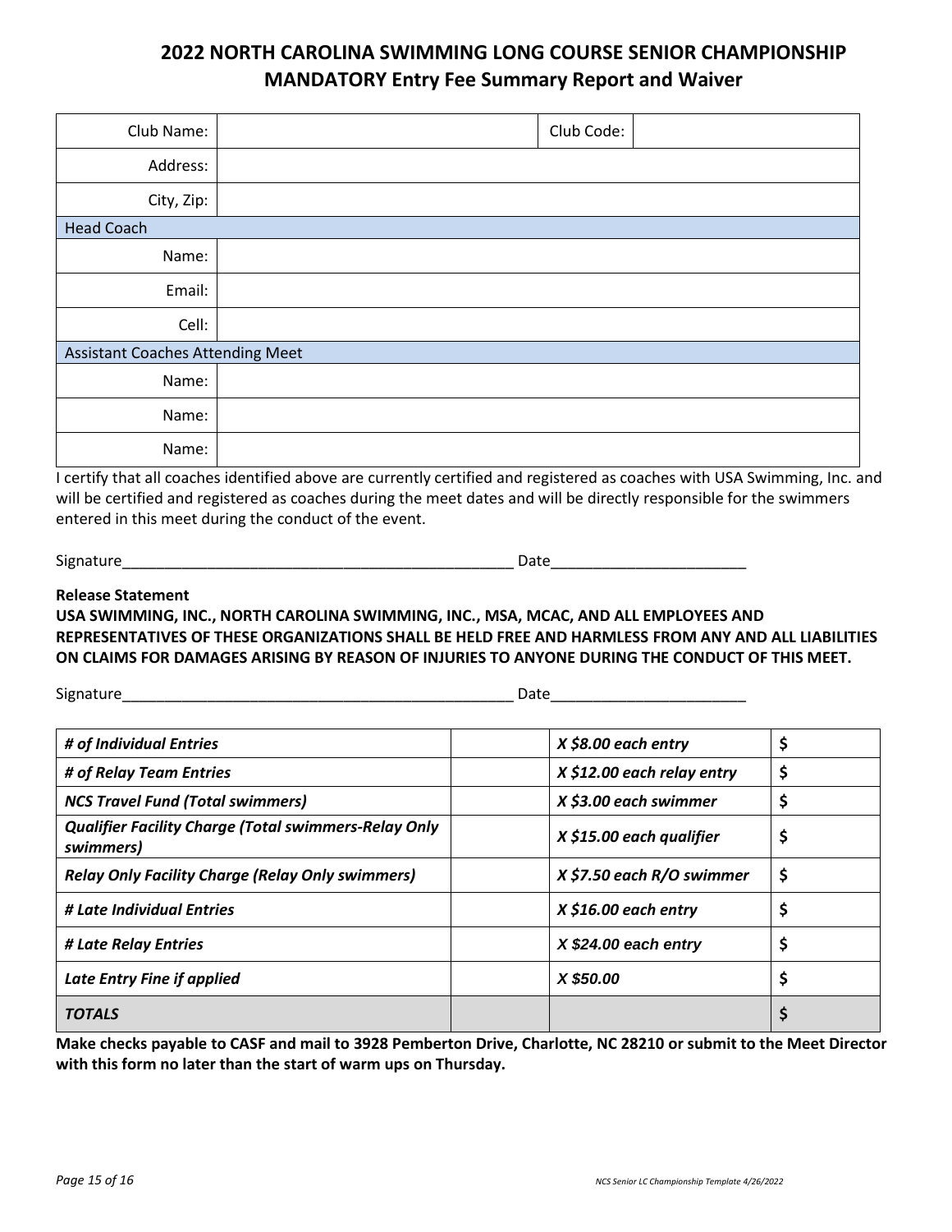# 2022 NORTH CAROLINA SWIMMING LONG COURSE SENIOR CHAMPIONSHIP
## MANDATORY Entry Fee Summary Report and Waiver

| Club Name: | | Club Code: | |
|---|---|---|---|
| Address: | | | |
| City, Zip: | | | |
| Head Coach | | | |
| Name: | | | |
| Email: | | | |
| Cell: | | | |
| Assistant Coaches Attending Meet | | | |
| Name: | | | |
| Name: | | | |
| Name: | | | |

I certify that all coaches identified above are currently certified and registered as coaches with USA Swimming, Inc. and will be certified and registered as coaches during the meet dates and will be directly responsible for the swimmers entered in this meet during the conduct of the event.

Signature_______________________________________________ Date_______________________

**Release Statement**

**USA SWIMMING, INC., NORTH CAROLINA SWIMMING, INC., MSA, MCAC, AND ALL EMPLOYEES AND REPRESENTATIVES OF THESE ORGANIZATIONS SHALL BE HELD FREE AND HARMLESS FROM ANY AND ALL LIABILITIES ON CLAIMS FOR DAMAGES ARISING BY REASON OF INJURIES TO ANYONE DURING THE CONDUCT OF THIS MEET.**

Signature_______________________________________________ Date_______________________

| | | | |
|---|---|---|---|
| ***# of Individual Entries*** | | ***X $8.00 each entry*** | **$** |
| ***# of Relay Team Entries*** | | ***X $12.00 each relay entry*** | **$** |
| ***NCS Travel Fund (Total swimmers)*** | | ***X $3.00 each swimmer*** | **$** |
| ***Qualifier Facility Charge (Total swimmers-Relay Only swimmers)*** | | ***X $15.00 each qualifier*** | **$** |
| ***Relay Only Facility Charge (Relay Only swimmers)*** | | ***X $7.50 each R/O swimmer*** | **$** |
| ***# Late Individual Entries*** | | ***X $16.00 each entry*** | **$** |
| ***# Late Relay Entries*** | | ***X $24.00 each entry*** | **$** |
| ***Late Entry Fine if applied*** | | ***X $50.00*** | **$** |
| ***TOTALS*** | | | **$** |

**Make checks payable to CASF and mail to 3928 Pemberton Drive, Charlotte, NC 28210 or submit to the Meet Director with this form no later than the start of warm ups on Thursday.**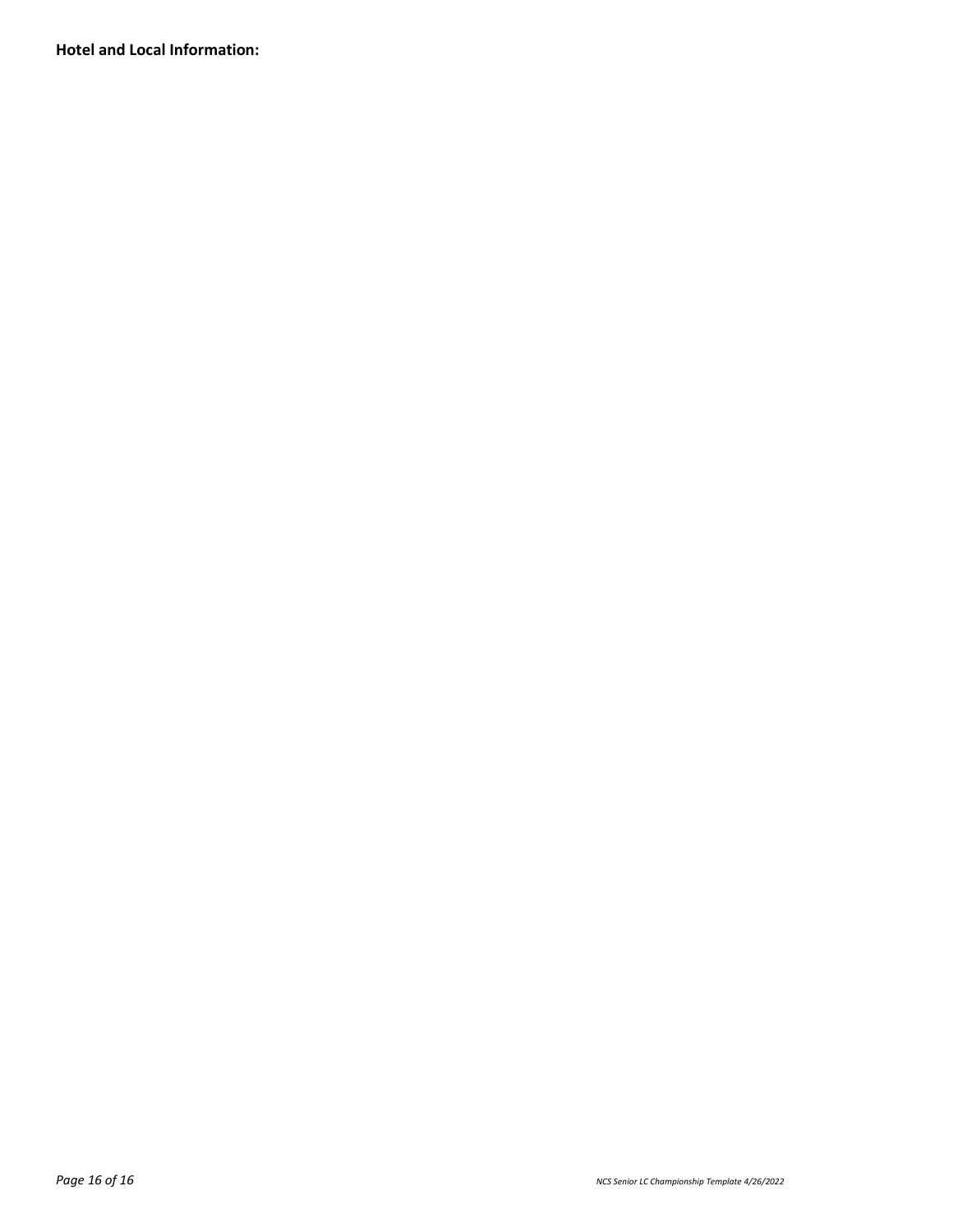**Hotel and Local Information:**